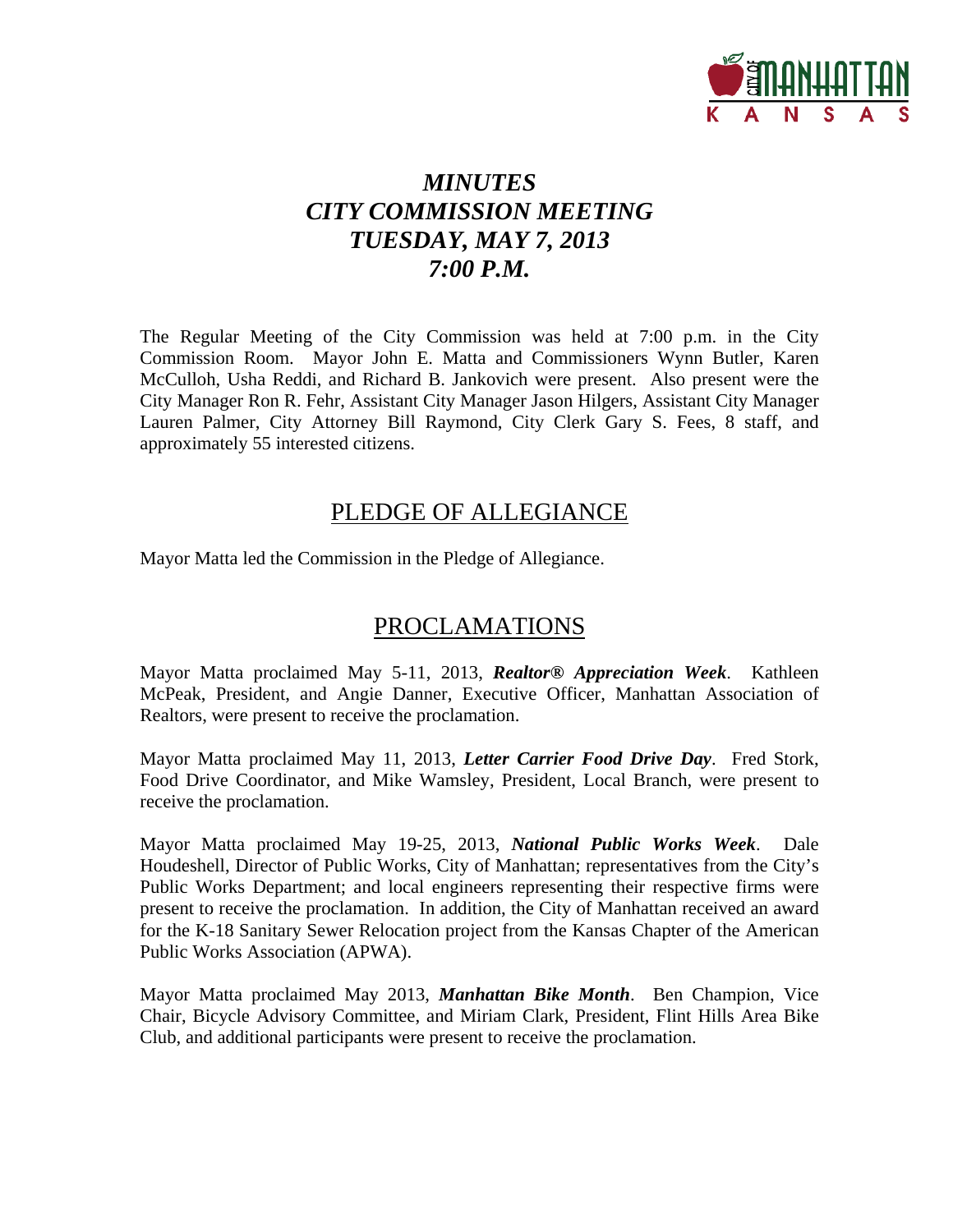# *MINUTES*
# *CITY COMMISSION MEETING*
# *TUESDAY, MAY 7, 2013*
# *7:00 P.M.*

The Regular Meeting of the City Commission was held at 7:00 p.m. in the City Commission Room. Mayor John E. Matta and Commissioners Wynn Butler, Karen McCulloh, Usha Reddi, and Richard B. Jankovich were present. Also present were the City Manager Ron R. Fehr, Assistant City Manager Jason Hilgers, Assistant City Manager Lauren Palmer, City Attorney Bill Raymond, City Clerk Gary S. Fees, 8 staff, and approximately 55 interested citizens.

## PLEDGE OF ALLEGIANCE

Mayor Matta led the Commission in the Pledge of Allegiance.

## PROCLAMATIONS

Mayor Matta proclaimed May 5-11, 2013, ***Realtor® Appreciation Week***. Kathleen McPeak, President, and Angie Danner, Executive Officer, Manhattan Association of Realtors, were present to receive the proclamation.

Mayor Matta proclaimed May 11, 2013, ***Letter Carrier Food Drive Day***. Fred Stork, Food Drive Coordinator, and Mike Wamsley, President, Local Branch, were present to receive the proclamation.

Mayor Matta proclaimed May 19-25, 2013, ***National Public Works Week***. Dale Houdeshell, Director of Public Works, City of Manhattan; representatives from the City's Public Works Department; and local engineers representing their respective firms were present to receive the proclamation. In addition, the City of Manhattan received an award for the K-18 Sanitary Sewer Relocation project from the Kansas Chapter of the American Public Works Association (APWA).

Mayor Matta proclaimed May 2013, ***Manhattan Bike Month***. Ben Champion, Vice Chair, Bicycle Advisory Committee, and Miriam Clark, President, Flint Hills Area Bike Club, and additional participants were present to receive the proclamation.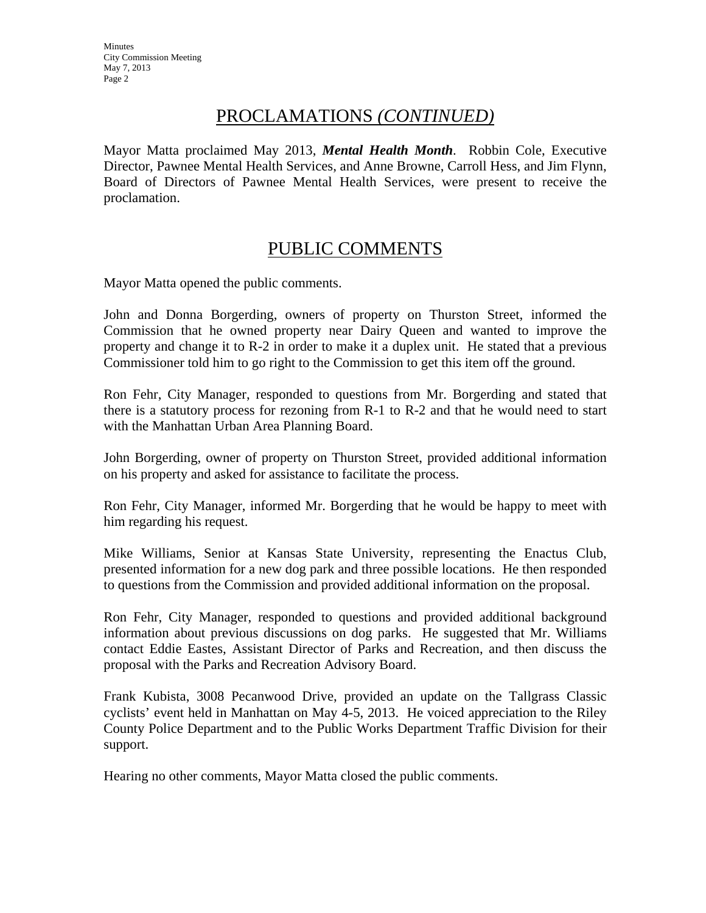## PROCLAMATIONS *(CONTINUED)*

Mayor Matta proclaimed May 2013, ***Mental Health Month***. Robbin Cole, Executive Director, Pawnee Mental Health Services, and Anne Browne, Carroll Hess, and Jim Flynn, Board of Directors of Pawnee Mental Health Services, were present to receive the proclamation.

## PUBLIC COMMENTS

Mayor Matta opened the public comments.

John and Donna Borgerding, owners of property on Thurston Street, informed the Commission that he owned property near Dairy Queen and wanted to improve the property and change it to R-2 in order to make it a duplex unit. He stated that a previous Commissioner told him to go right to the Commission to get this item off the ground.

Ron Fehr, City Manager, responded to questions from Mr. Borgerding and stated that there is a statutory process for rezoning from R-1 to R-2 and that he would need to start with the Manhattan Urban Area Planning Board.

John Borgerding, owner of property on Thurston Street, provided additional information on his property and asked for assistance to facilitate the process.

Ron Fehr, City Manager, informed Mr. Borgerding that he would be happy to meet with him regarding his request.

Mike Williams, Senior at Kansas State University, representing the Enactus Club, presented information for a new dog park and three possible locations. He then responded to questions from the Commission and provided additional information on the proposal.

Ron Fehr, City Manager, responded to questions and provided additional background information about previous discussions on dog parks. He suggested that Mr. Williams contact Eddie Eastes, Assistant Director of Parks and Recreation, and then discuss the proposal with the Parks and Recreation Advisory Board.

Frank Kubista, 3008 Pecanwood Drive, provided an update on the Tallgrass Classic cyclists' event held in Manhattan on May 4-5, 2013. He voiced appreciation to the Riley County Police Department and to the Public Works Department Traffic Division for their support.

Hearing no other comments, Mayor Matta closed the public comments.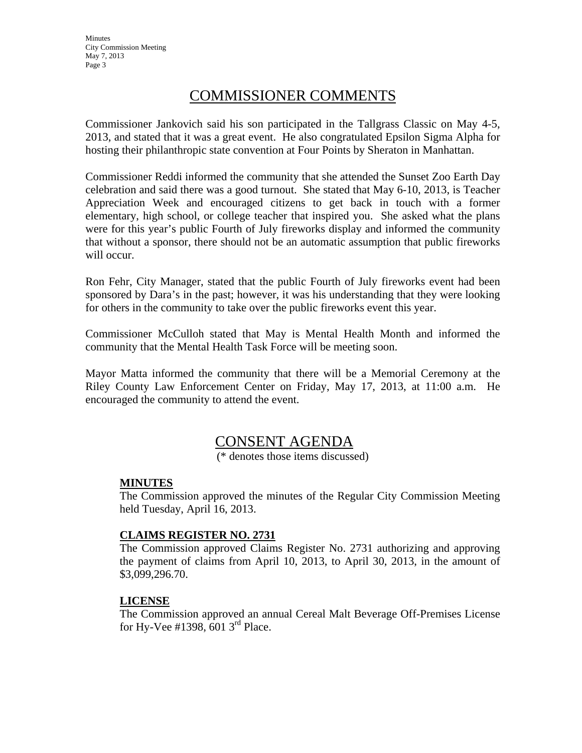# COMMISSIONER COMMENTS

Commissioner Jankovich said his son participated in the Tallgrass Classic on May 4-5, 2013, and stated that it was a great event. He also congratulated Epsilon Sigma Alpha for hosting their philanthropic state convention at Four Points by Sheraton in Manhattan.

Commissioner Reddi informed the community that she attended the Sunset Zoo Earth Day celebration and said there was a good turnout. She stated that May 6-10, 2013, is Teacher Appreciation Week and encouraged citizens to get back in touch with a former elementary, high school, or college teacher that inspired you. She asked what the plans were for this year's public Fourth of July fireworks display and informed the community that without a sponsor, there should not be an automatic assumption that public fireworks will occur.

Ron Fehr, City Manager, stated that the public Fourth of July fireworks event had been sponsored by Dara's in the past; however, it was his understanding that they were looking for others in the community to take over the public fireworks event this year.

Commissioner McCulloh stated that May is Mental Health Month and informed the community that the Mental Health Task Force will be meeting soon.

Mayor Matta informed the community that there will be a Memorial Ceremony at the Riley County Law Enforcement Center on Friday, May 17, 2013, at 11:00 a.m. He encouraged the community to attend the event.

# CONSENT AGENDA

(* denotes those items discussed)

**MINUTES**

The Commission approved the minutes of the Regular City Commission Meeting held Tuesday, April 16, 2013.

**CLAIMS REGISTER NO. 2731**

The Commission approved Claims Register No. 2731 authorizing and approving the payment of claims from April 10, 2013, to April 30, 2013, in the amount of $3,099,296.70.

**LICENSE**

The Commission approved an annual Cereal Malt Beverage Off-Premises License for Hy-Vee #1398, 601 3rd Place.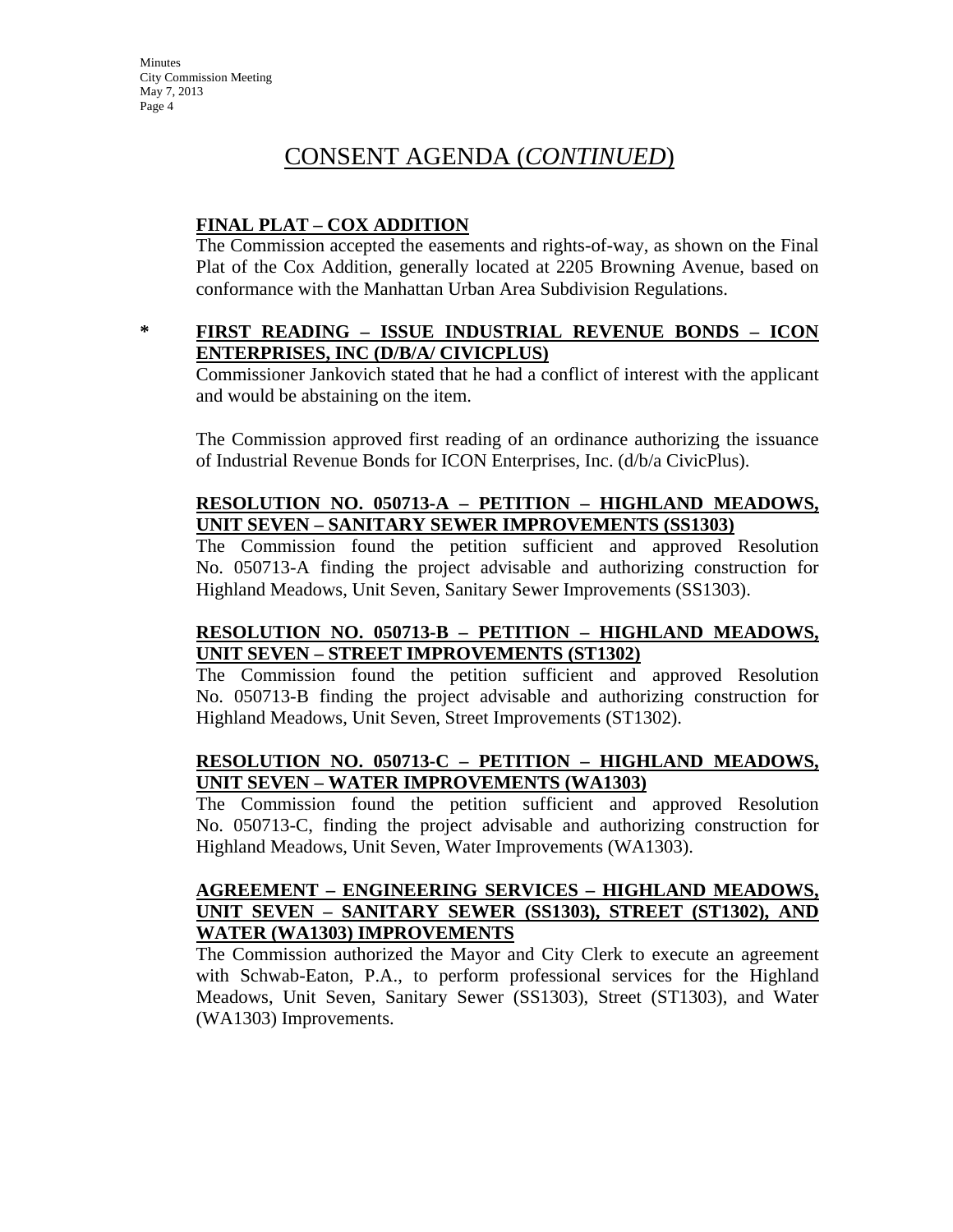# CONSENT AGENDA (*CONTINUED*)

**FINAL PLAT – COX ADDITION**

The Commission accepted the easements and rights-of-way, as shown on the Final Plat of the Cox Addition, generally located at 2205 Browning Avenue, based on conformance with the Manhattan Urban Area Subdivision Regulations.

\* **FIRST READING – ISSUE INDUSTRIAL REVENUE BONDS – ICON ENTERPRISES, INC (D/B/A/ CIVICPLUS)**

Commissioner Jankovich stated that he had a conflict of interest with the applicant and would be abstaining on the item.

The Commission approved first reading of an ordinance authorizing the issuance of Industrial Revenue Bonds for ICON Enterprises, Inc. (d/b/a CivicPlus).

**RESOLUTION NO. 050713-A – PETITION – HIGHLAND MEADOWS, UNIT SEVEN – SANITARY SEWER IMPROVEMENTS (SS1303)**

The Commission found the petition sufficient and approved Resolution No. 050713-A finding the project advisable and authorizing construction for Highland Meadows, Unit Seven, Sanitary Sewer Improvements (SS1303).

**RESOLUTION NO. 050713-B – PETITION – HIGHLAND MEADOWS, UNIT SEVEN – STREET IMPROVEMENTS (ST1302)**

The Commission found the petition sufficient and approved Resolution No. 050713-B finding the project advisable and authorizing construction for Highland Meadows, Unit Seven, Street Improvements (ST1302).

**RESOLUTION NO. 050713-C – PETITION – HIGHLAND MEADOWS, UNIT SEVEN – WATER IMPROVEMENTS (WA1303)**

The Commission found the petition sufficient and approved Resolution No. 050713-C, finding the project advisable and authorizing construction for Highland Meadows, Unit Seven, Water Improvements (WA1303).

**AGREEMENT – ENGINEERING SERVICES – HIGHLAND MEADOWS, UNIT SEVEN – SANITARY SEWER (SS1303), STREET (ST1302), AND WATER (WA1303) IMPROVEMENTS**

The Commission authorized the Mayor and City Clerk to execute an agreement with Schwab-Eaton, P.A., to perform professional services for the Highland Meadows, Unit Seven, Sanitary Sewer (SS1303), Street (ST1303), and Water (WA1303) Improvements.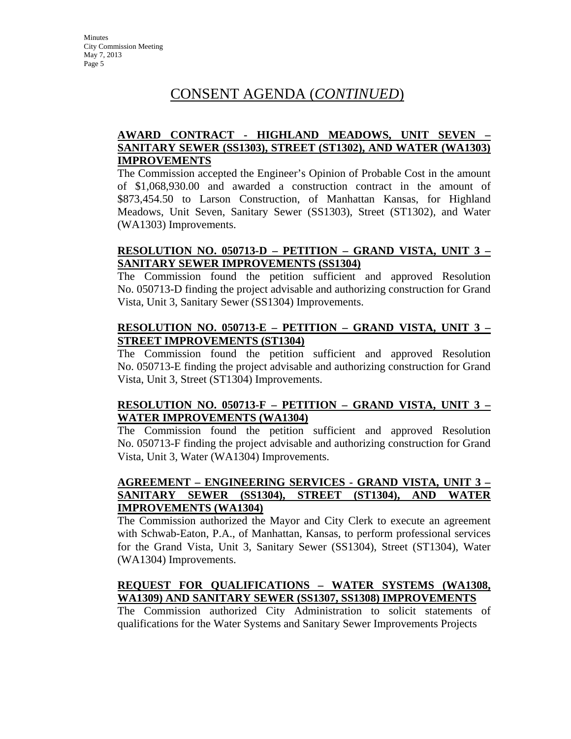# CONSENT AGENDA (*CONTINUED*)

**AWARD CONTRACT - HIGHLAND MEADOWS, UNIT SEVEN – SANITARY SEWER (SS1303), STREET (ST1302), AND WATER (WA1303) IMPROVEMENTS**

The Commission accepted the Engineer's Opinion of Probable Cost in the amount of $1,068,930.00 and awarded a construction contract in the amount of $873,454.50 to Larson Construction, of Manhattan Kansas, for Highland Meadows, Unit Seven, Sanitary Sewer (SS1303), Street (ST1302), and Water (WA1303) Improvements.

**RESOLUTION NO. 050713-D – PETITION – GRAND VISTA, UNIT 3 – SANITARY SEWER IMPROVEMENTS (SS1304)**

The Commission found the petition sufficient and approved Resolution No. 050713-D finding the project advisable and authorizing construction for Grand Vista, Unit 3, Sanitary Sewer (SS1304) Improvements.

**RESOLUTION NO. 050713-E – PETITION – GRAND VISTA, UNIT 3 – STREET IMPROVEMENTS (ST1304)**

The Commission found the petition sufficient and approved Resolution No. 050713-E finding the project advisable and authorizing construction for Grand Vista, Unit 3, Street (ST1304) Improvements.

**RESOLUTION NO. 050713-F – PETITION – GRAND VISTA, UNIT 3 – WATER IMPROVEMENTS (WA1304)**

The Commission found the petition sufficient and approved Resolution No. 050713-F finding the project advisable and authorizing construction for Grand Vista, Unit 3, Water (WA1304) Improvements.

**AGREEMENT – ENGINEERING SERVICES - GRAND VISTA, UNIT 3 – SANITARY SEWER (SS1304), STREET (ST1304), AND WATER IMPROVEMENTS (WA1304)**

The Commission authorized the Mayor and City Clerk to execute an agreement with Schwab-Eaton, P.A., of Manhattan, Kansas, to perform professional services for the Grand Vista, Unit 3, Sanitary Sewer (SS1304), Street (ST1304), Water (WA1304) Improvements.

**REQUEST FOR QUALIFICATIONS – WATER SYSTEMS (WA1308, WA1309) AND SANITARY SEWER (SS1307, SS1308) IMPROVEMENTS**

The Commission authorized City Administration to solicit statements of qualifications for the Water Systems and Sanitary Sewer Improvements Projects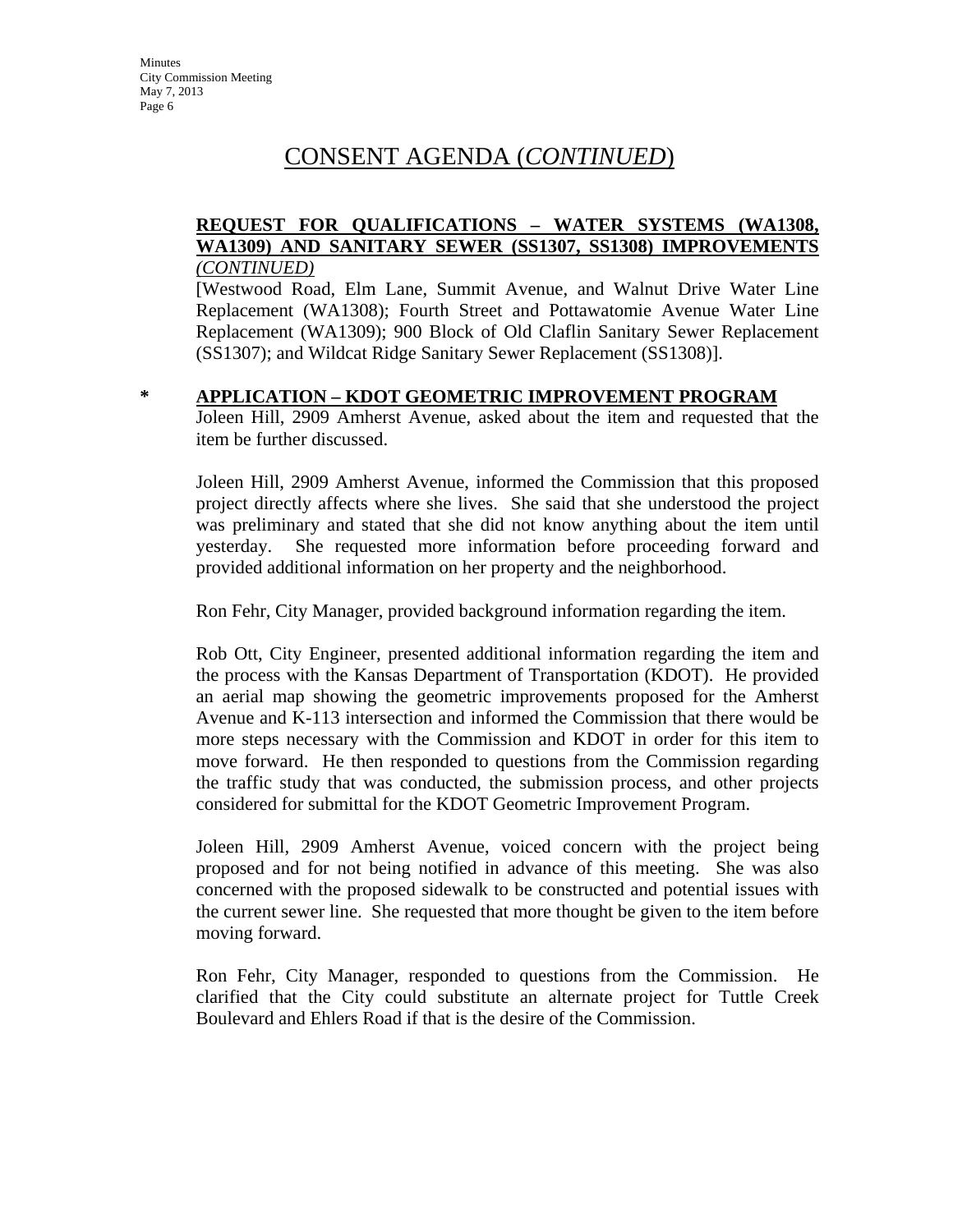# CONSENT AGENDA (*CONTINUED*)

**REQUEST FOR QUALIFICATIONS – WATER SYSTEMS (WA1308, WA1309) AND SANITARY SEWER (SS1307, SS1308) IMPROVEMENTS** *(CONTINUED)*

[Westwood Road, Elm Lane, Summit Avenue, and Walnut Drive Water Line Replacement (WA1308); Fourth Street and Pottawatomie Avenue Water Line Replacement (WA1309); 900 Block of Old Claflin Sanitary Sewer Replacement (SS1307); and Wildcat Ridge Sanitary Sewer Replacement (SS1308)].

**\* APPLICATION – KDOT GEOMETRIC IMPROVEMENT PROGRAM**

Joleen Hill, 2909 Amherst Avenue, asked about the item and requested that the item be further discussed.

Joleen Hill, 2909 Amherst Avenue, informed the Commission that this proposed project directly affects where she lives. She said that she understood the project was preliminary and stated that she did not know anything about the item until yesterday. She requested more information before proceeding forward and provided additional information on her property and the neighborhood.

Ron Fehr, City Manager, provided background information regarding the item.

Rob Ott, City Engineer, presented additional information regarding the item and the process with the Kansas Department of Transportation (KDOT). He provided an aerial map showing the geometric improvements proposed for the Amherst Avenue and K-113 intersection and informed the Commission that there would be more steps necessary with the Commission and KDOT in order for this item to move forward. He then responded to questions from the Commission regarding the traffic study that was conducted, the submission process, and other projects considered for submittal for the KDOT Geometric Improvement Program.

Joleen Hill, 2909 Amherst Avenue, voiced concern with the project being proposed and for not being notified in advance of this meeting. She was also concerned with the proposed sidewalk to be constructed and potential issues with the current sewer line. She requested that more thought be given to the item before moving forward.

Ron Fehr, City Manager, responded to questions from the Commission. He clarified that the City could substitute an alternate project for Tuttle Creek Boulevard and Ehlers Road if that is the desire of the Commission.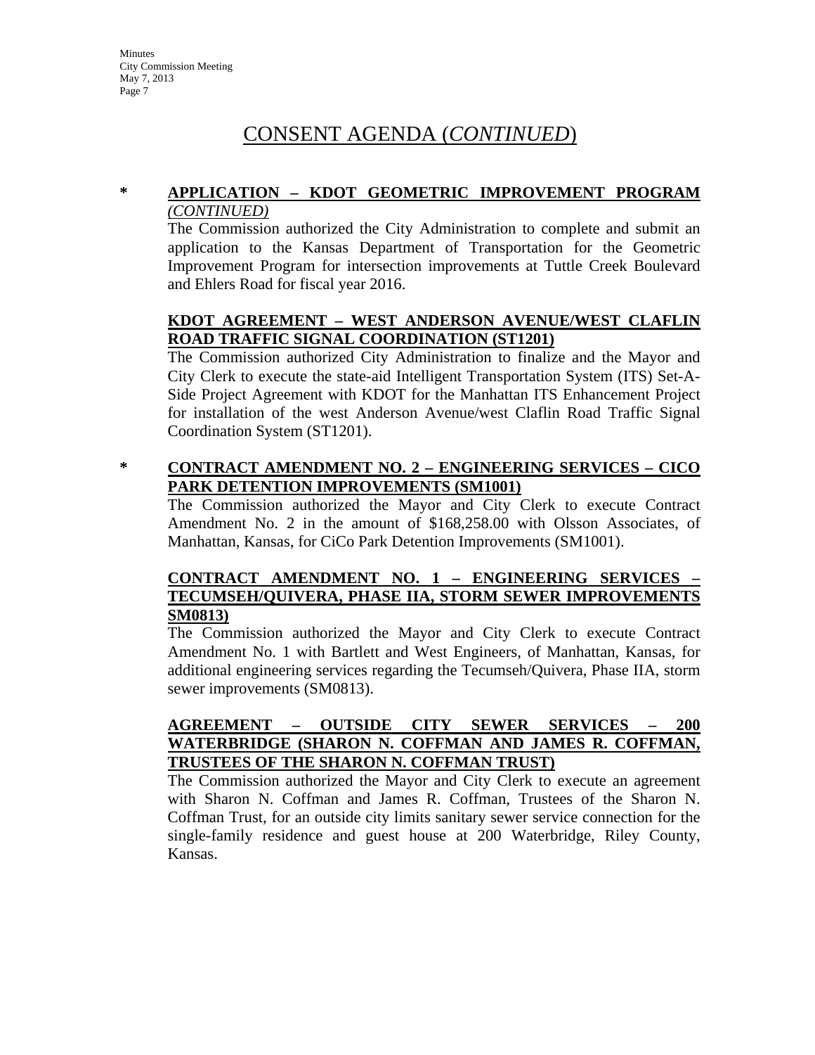# CONSENT AGENDA (*CONTINUED*)

\* **APPLICATION – KDOT GEOMETRIC IMPROVEMENT PROGRAM** ***(CONTINUED)***

The Commission authorized the City Administration to complete and submit an application to the Kansas Department of Transportation for the Geometric Improvement Program for intersection improvements at Tuttle Creek Boulevard and Ehlers Road for fiscal year 2016.

**KDOT AGREEMENT – WEST ANDERSON AVENUE/WEST CLAFLIN ROAD TRAFFIC SIGNAL COORDINATION (ST1201)**

The Commission authorized City Administration to finalize and the Mayor and City Clerk to execute the state-aid Intelligent Transportation System (ITS) Set-A-Side Project Agreement with KDOT for the Manhattan ITS Enhancement Project for installation of the west Anderson Avenue/west Claflin Road Traffic Signal Coordination System (ST1201).

\* **CONTRACT AMENDMENT NO. 2 – ENGINEERING SERVICES – CICO PARK DETENTION IMPROVEMENTS (SM1001)**

The Commission authorized the Mayor and City Clerk to execute Contract Amendment No. 2 in the amount of $168,258.00 with Olsson Associates, of Manhattan, Kansas, for CiCo Park Detention Improvements (SM1001).

**CONTRACT AMENDMENT NO. 1 – ENGINEERING SERVICES – TECUMSEH/QUIVERA, PHASE IIA, STORM SEWER IMPROVEMENTS SM0813)**

The Commission authorized the Mayor and City Clerk to execute Contract Amendment No. 1 with Bartlett and West Engineers, of Manhattan, Kansas, for additional engineering services regarding the Tecumseh/Quivera, Phase IIA, storm sewer improvements (SM0813).

**AGREEMENT – OUTSIDE CITY SEWER SERVICES – 200 WATERBRIDGE (SHARON N. COFFMAN AND JAMES R. COFFMAN, TRUSTEES OF THE SHARON N. COFFMAN TRUST)**

The Commission authorized the Mayor and City Clerk to execute an agreement with Sharon N. Coffman and James R. Coffman, Trustees of the Sharon N. Coffman Trust, for an outside city limits sanitary sewer service connection for the single-family residence and guest house at 200 Waterbridge, Riley County, Kansas.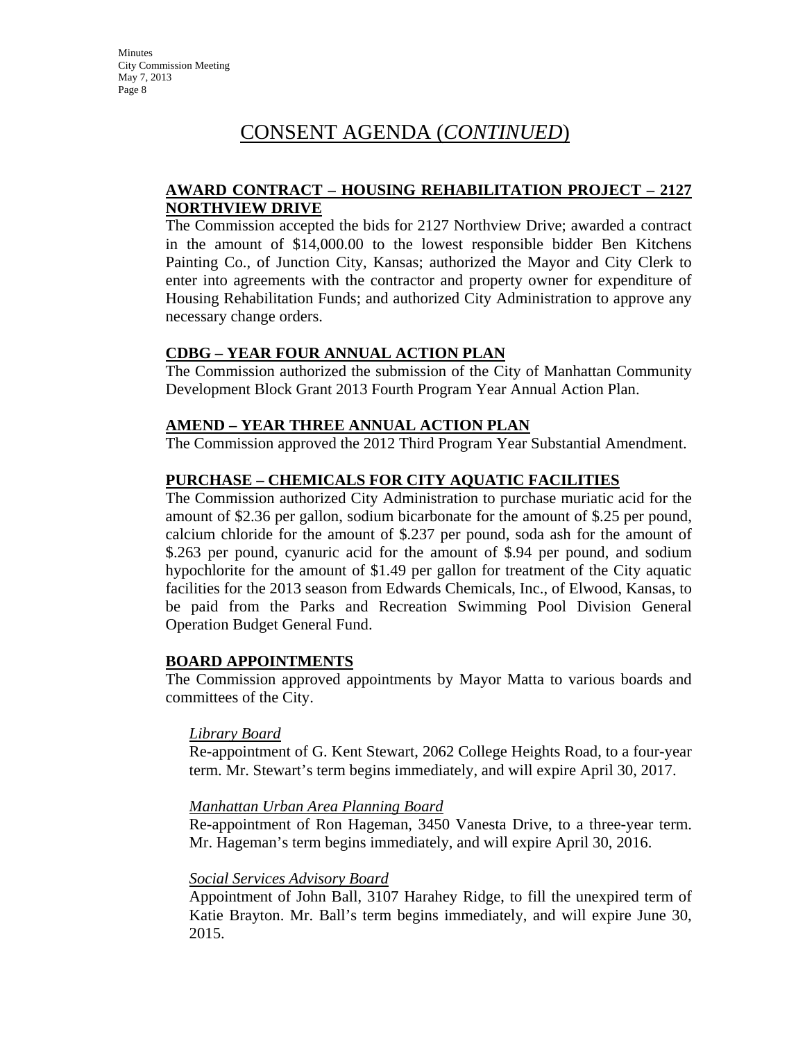# CONSENT AGENDA (*CONTINUED*)

**AWARD CONTRACT – HOUSING REHABILITATION PROJECT – 2127 NORTHVIEW DRIVE**

The Commission accepted the bids for 2127 Northview Drive; awarded a contract in the amount of $14,000.00 to the lowest responsible bidder Ben Kitchens Painting Co., of Junction City, Kansas; authorized the Mayor and City Clerk to enter into agreements with the contractor and property owner for expenditure of Housing Rehabilitation Funds; and authorized City Administration to approve any necessary change orders.

**CDBG – YEAR FOUR ANNUAL ACTION PLAN**

The Commission authorized the submission of the City of Manhattan Community Development Block Grant 2013 Fourth Program Year Annual Action Plan.

**AMEND – YEAR THREE ANNUAL ACTION PLAN**

The Commission approved the 2012 Third Program Year Substantial Amendment.

**PURCHASE – CHEMICALS FOR CITY AQUATIC FACILITIES**

The Commission authorized City Administration to purchase muriatic acid for the amount of $2.36 per gallon, sodium bicarbonate for the amount of $.25 per pound, calcium chloride for the amount of $.237 per pound, soda ash for the amount of $.263 per pound, cyanuric acid for the amount of $.94 per pound, and sodium hypochlorite for the amount of $1.49 per gallon for treatment of the City aquatic facilities for the 2013 season from Edwards Chemicals, Inc., of Elwood, Kansas, to be paid from the Parks and Recreation Swimming Pool Division General Operation Budget General Fund.

**BOARD APPOINTMENTS**

The Commission approved appointments by Mayor Matta to various boards and committees of the City.

*Library Board*

Re-appointment of G. Kent Stewart, 2062 College Heights Road, to a four-year term. Mr. Stewart's term begins immediately, and will expire April 30, 2017.

*Manhattan Urban Area Planning Board*

Re-appointment of Ron Hageman, 3450 Vanesta Drive, to a three-year term. Mr. Hageman's term begins immediately, and will expire April 30, 2016.

*Social Services Advisory Board*

Appointment of John Ball, 3107 Harahey Ridge, to fill the unexpired term of Katie Brayton. Mr. Ball's term begins immediately, and will expire June 30, 2015.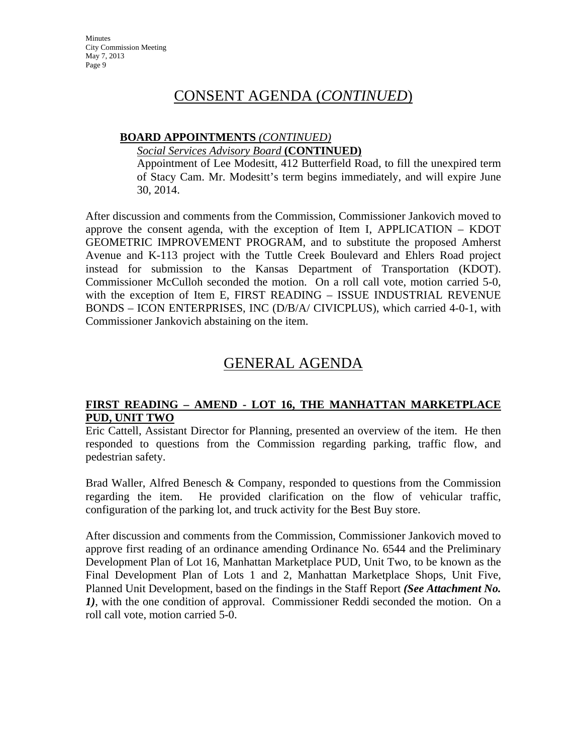# CONSENT AGENDA (*CONTINUED*)

**BOARD APPOINTMENTS** *(CONTINUED)*

*Social Services Advisory Board* **(CONTINUED)**

Appointment of Lee Modesitt, 412 Butterfield Road, to fill the unexpired term of Stacy Cam. Mr. Modesitt's term begins immediately, and will expire June 30, 2014.

After discussion and comments from the Commission, Commissioner Jankovich moved to approve the consent agenda, with the exception of Item I, APPLICATION – KDOT GEOMETRIC IMPROVEMENT PROGRAM, and to substitute the proposed Amherst Avenue and K-113 project with the Tuttle Creek Boulevard and Ehlers Road project instead for submission to the Kansas Department of Transportation (KDOT). Commissioner McCulloh seconded the motion. On a roll call vote, motion carried 5-0, with the exception of Item E, FIRST READING – ISSUE INDUSTRIAL REVENUE BONDS – ICON ENTERPRISES, INC (D/B/A/ CIVICPLUS), which carried 4-0-1, with Commissioner Jankovich abstaining on the item.

# GENERAL AGENDA

**FIRST READING – AMEND - LOT 16, THE MANHATTAN MARKETPLACE PUD, UNIT TWO**

Eric Cattell, Assistant Director for Planning, presented an overview of the item. He then responded to questions from the Commission regarding parking, traffic flow, and pedestrian safety.

Brad Waller, Alfred Benesch & Company, responded to questions from the Commission regarding the item. He provided clarification on the flow of vehicular traffic, configuration of the parking lot, and truck activity for the Best Buy store.

After discussion and comments from the Commission, Commissioner Jankovich moved to approve first reading of an ordinance amending Ordinance No. 6544 and the Preliminary Development Plan of Lot 16, Manhattan Marketplace PUD, Unit Two, to be known as the Final Development Plan of Lots 1 and 2, Manhattan Marketplace Shops, Unit Five, Planned Unit Development, based on the findings in the Staff Report ***(See Attachment No. 1)***, with the one condition of approval. Commissioner Reddi seconded the motion. On a roll call vote, motion carried 5-0.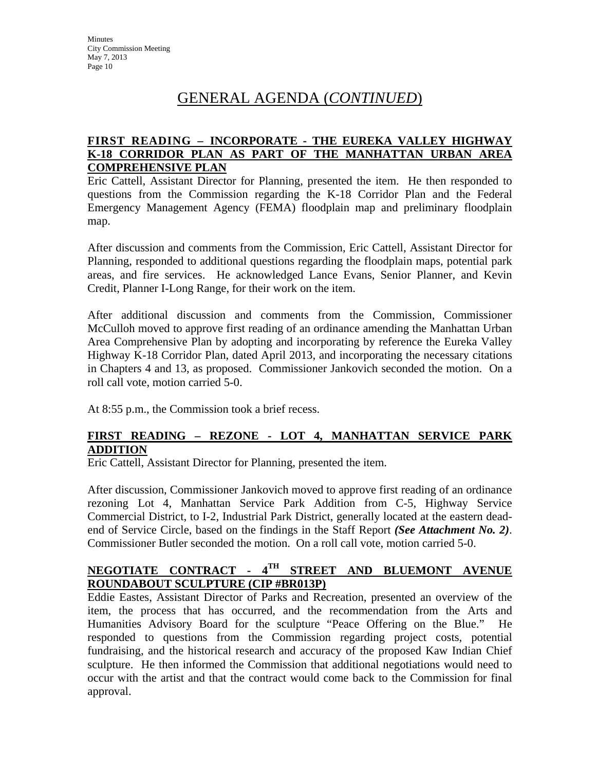# GENERAL AGENDA (*CONTINUED*)

## FIRST READING – INCORPORATE - THE EUREKA VALLEY HIGHWAY K-18 CORRIDOR PLAN AS PART OF THE MANHATTAN URBAN AREA COMPREHENSIVE PLAN

Eric Cattell, Assistant Director for Planning, presented the item. He then responded to questions from the Commission regarding the K-18 Corridor Plan and the Federal Emergency Management Agency (FEMA) floodplain map and preliminary floodplain map.

After discussion and comments from the Commission, Eric Cattell, Assistant Director for Planning, responded to additional questions regarding the floodplain maps, potential park areas, and fire services. He acknowledged Lance Evans, Senior Planner, and Kevin Credit, Planner I-Long Range, for their work on the item.

After additional discussion and comments from the Commission, Commissioner McCulloh moved to approve first reading of an ordinance amending the Manhattan Urban Area Comprehensive Plan by adopting and incorporating by reference the Eureka Valley Highway K-18 Corridor Plan, dated April 2013, and incorporating the necessary citations in Chapters 4 and 13, as proposed. Commissioner Jankovich seconded the motion. On a roll call vote, motion carried 5-0.

At 8:55 p.m., the Commission took a brief recess.

## FIRST READING – REZONE - LOT 4, MANHATTAN SERVICE PARK ADDITION

Eric Cattell, Assistant Director for Planning, presented the item.

After discussion, Commissioner Jankovich moved to approve first reading of an ordinance rezoning Lot 4, Manhattan Service Park Addition from C-5, Highway Service Commercial District, to I-2, Industrial Park District, generally located at the eastern dead-end of Service Circle, based on the findings in the Staff Report ***(See Attachment No. 2)***. Commissioner Butler seconded the motion. On a roll call vote, motion carried 5-0.

## NEGOTIATE CONTRACT - 4TH STREET AND BLUEMONT AVENUE ROUNDABOUT SCULPTURE (CIP #BR013P)

Eddie Eastes, Assistant Director of Parks and Recreation, presented an overview of the item, the process that has occurred, and the recommendation from the Arts and Humanities Advisory Board for the sculpture "Peace Offering on the Blue." He responded to questions from the Commission regarding project costs, potential fundraising, and the historical research and accuracy of the proposed Kaw Indian Chief sculpture. He then informed the Commission that additional negotiations would need to occur with the artist and that the contract would come back to the Commission for final approval.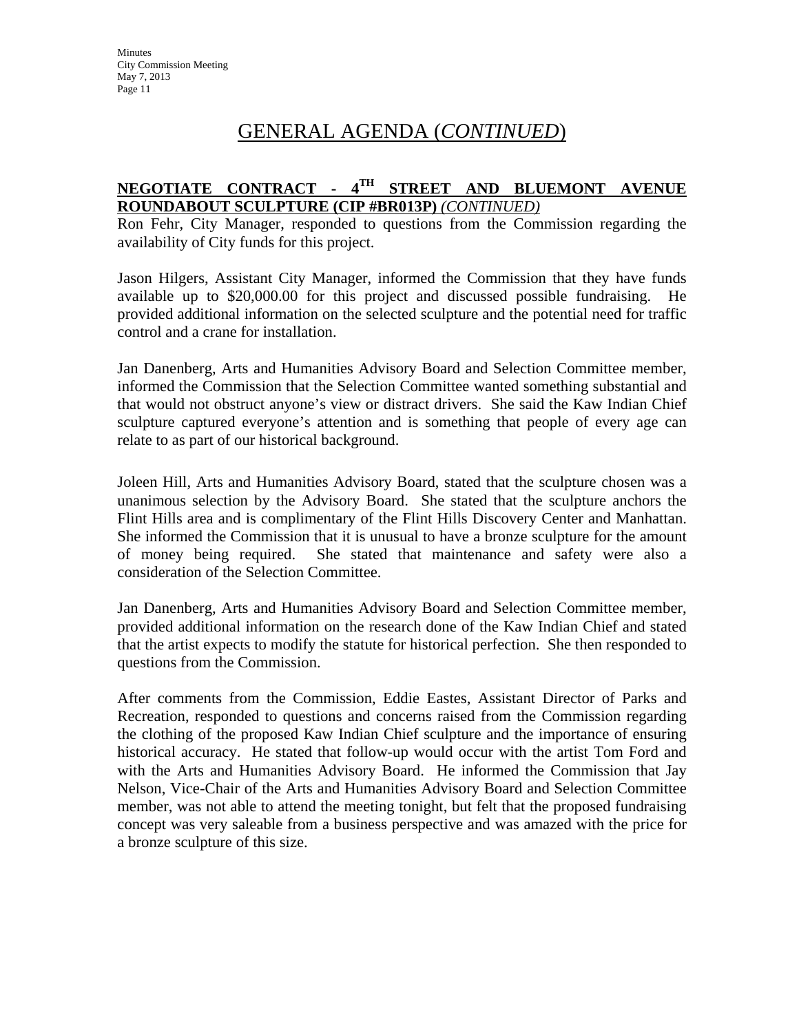# GENERAL AGENDA (*CONTINUED*)

**NEGOTIATE CONTRACT - 4TH STREET AND BLUEMONT AVENUE ROUNDABOUT SCULPTURE (CIP #BR013P)** *(CONTINUED)*

Ron Fehr, City Manager, responded to questions from the Commission regarding the availability of City funds for this project.

Jason Hilgers, Assistant City Manager, informed the Commission that they have funds available up to $20,000.00 for this project and discussed possible fundraising. He provided additional information on the selected sculpture and the potential need for traffic control and a crane for installation.

Jan Danenberg, Arts and Humanities Advisory Board and Selection Committee member, informed the Commission that the Selection Committee wanted something substantial and that would not obstruct anyone's view or distract drivers. She said the Kaw Indian Chief sculpture captured everyone's attention and is something that people of every age can relate to as part of our historical background.

Joleen Hill, Arts and Humanities Advisory Board, stated that the sculpture chosen was a unanimous selection by the Advisory Board. She stated that the sculpture anchors the Flint Hills area and is complimentary of the Flint Hills Discovery Center and Manhattan. She informed the Commission that it is unusual to have a bronze sculpture for the amount of money being required. She stated that maintenance and safety were also a consideration of the Selection Committee.

Jan Danenberg, Arts and Humanities Advisory Board and Selection Committee member, provided additional information on the research done of the Kaw Indian Chief and stated that the artist expects to modify the statute for historical perfection. She then responded to questions from the Commission.

After comments from the Commission, Eddie Eastes, Assistant Director of Parks and Recreation, responded to questions and concerns raised from the Commission regarding the clothing of the proposed Kaw Indian Chief sculpture and the importance of ensuring historical accuracy. He stated that follow-up would occur with the artist Tom Ford and with the Arts and Humanities Advisory Board. He informed the Commission that Jay Nelson, Vice-Chair of the Arts and Humanities Advisory Board and Selection Committee member, was not able to attend the meeting tonight, but felt that the proposed fundraising concept was very saleable from a business perspective and was amazed with the price for a bronze sculpture of this size.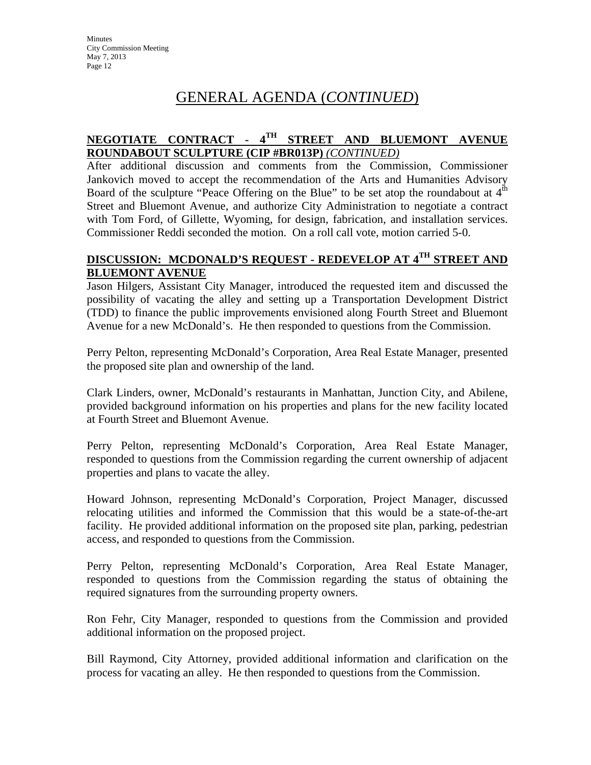# GENERAL AGENDA (*CONTINUED*)

**NEGOTIATE CONTRACT - 4TH STREET AND BLUEMONT AVENUE ROUNDABOUT SCULPTURE (CIP #BR013P)** *(CONTINUED)*

After additional discussion and comments from the Commission, Commissioner Jankovich moved to accept the recommendation of the Arts and Humanities Advisory Board of the sculpture "Peace Offering on the Blue" to be set atop the roundabout at 4th Street and Bluemont Avenue, and authorize City Administration to negotiate a contract with Tom Ford, of Gillette, Wyoming, for design, fabrication, and installation services. Commissioner Reddi seconded the motion. On a roll call vote, motion carried 5-0.

**DISCUSSION: MCDONALD'S REQUEST - REDEVELOP AT 4TH STREET AND BLUEMONT AVENUE**

Jason Hilgers, Assistant City Manager, introduced the requested item and discussed the possibility of vacating the alley and setting up a Transportation Development District (TDD) to finance the public improvements envisioned along Fourth Street and Bluemont Avenue for a new McDonald's. He then responded to questions from the Commission.

Perry Pelton, representing McDonald's Corporation, Area Real Estate Manager, presented the proposed site plan and ownership of the land.

Clark Linders, owner, McDonald's restaurants in Manhattan, Junction City, and Abilene, provided background information on his properties and plans for the new facility located at Fourth Street and Bluemont Avenue.

Perry Pelton, representing McDonald's Corporation, Area Real Estate Manager, responded to questions from the Commission regarding the current ownership of adjacent properties and plans to vacate the alley.

Howard Johnson, representing McDonald's Corporation, Project Manager, discussed relocating utilities and informed the Commission that this would be a state-of-the-art facility. He provided additional information on the proposed site plan, parking, pedestrian access, and responded to questions from the Commission.

Perry Pelton, representing McDonald's Corporation, Area Real Estate Manager, responded to questions from the Commission regarding the status of obtaining the required signatures from the surrounding property owners.

Ron Fehr, City Manager, responded to questions from the Commission and provided additional information on the proposed project.

Bill Raymond, City Attorney, provided additional information and clarification on the process for vacating an alley. He then responded to questions from the Commission.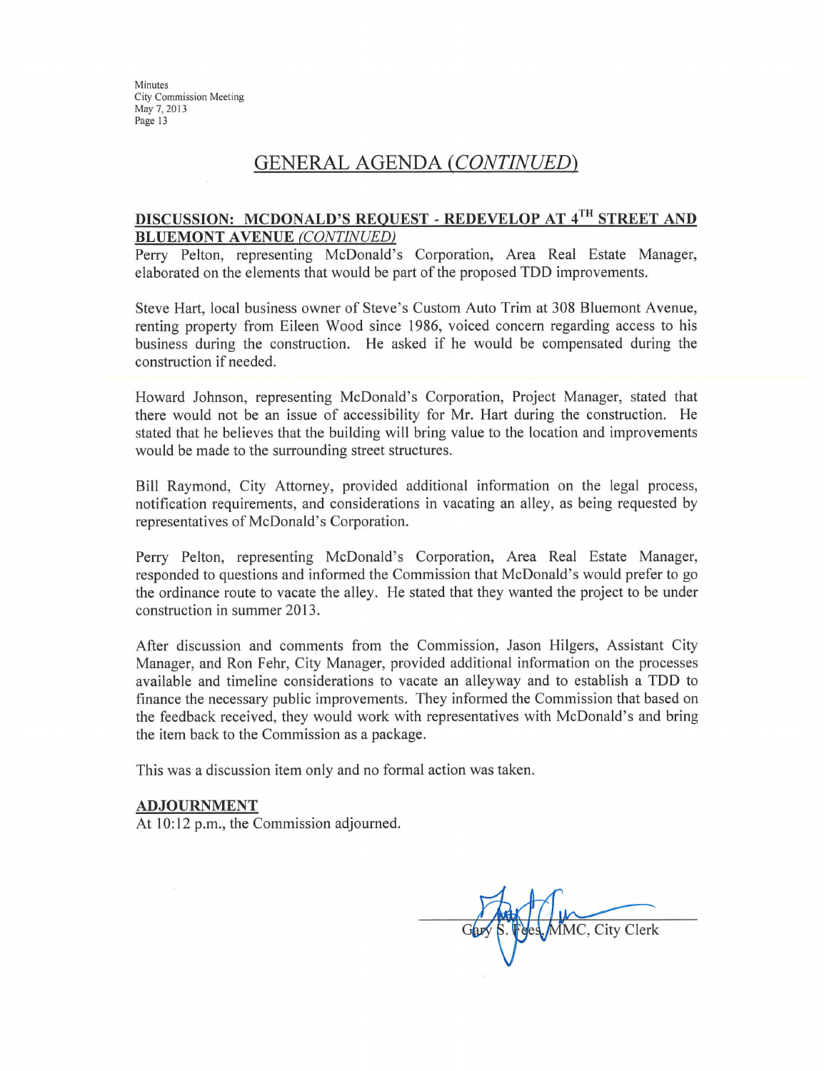## GENERAL AGENDA *(CONTINUED)*

**DISCUSSION: MCDONALD'S REQUEST - REDEVELOP AT 4TH STREET AND BLUEMONT AVENUE** *(CONTINUED)*

Perry Pelton, representing McDonald's Corporation, Area Real Estate Manager, elaborated on the elements that would be part of the proposed TDD improvements.

Steve Hart, local business owner of Steve's Custom Auto Trim at 308 Bluemont Avenue, renting property from Eileen Wood since 1986, voiced concern regarding access to his business during the construction. He asked if he would be compensated during the construction if needed.

Howard Johnson, representing McDonald's Corporation, Project Manager, stated that there would not be an issue of accessibility for Mr. Hart during the construction. He stated that he believes that the building will bring value to the location and improvements would be made to the surrounding street structures.

Bill Raymond, City Attorney, provided additional information on the legal process, notification requirements, and considerations in vacating an alley, as being requested by representatives of McDonald's Corporation.

Perry Pelton, representing McDonald's Corporation, Area Real Estate Manager, responded to questions and informed the Commission that McDonald's would prefer to go the ordinance route to vacate the alley. He stated that they wanted the project to be under construction in summer 2013.

After discussion and comments from the Commission, Jason Hilgers, Assistant City Manager, and Ron Fehr, City Manager, provided additional information on the processes available and timeline considerations to vacate an alleyway and to establish a TDD to finance the necessary public improvements. They informed the Commission that based on the feedback received, they would work with representatives with McDonald's and bring the item back to the Commission as a package.

This was a discussion item only and no formal action was taken.

**ADJOURNMENT**

At 10:12 p.m., the Commission adjourned.

Gary S. Fees, MMC, City Clerk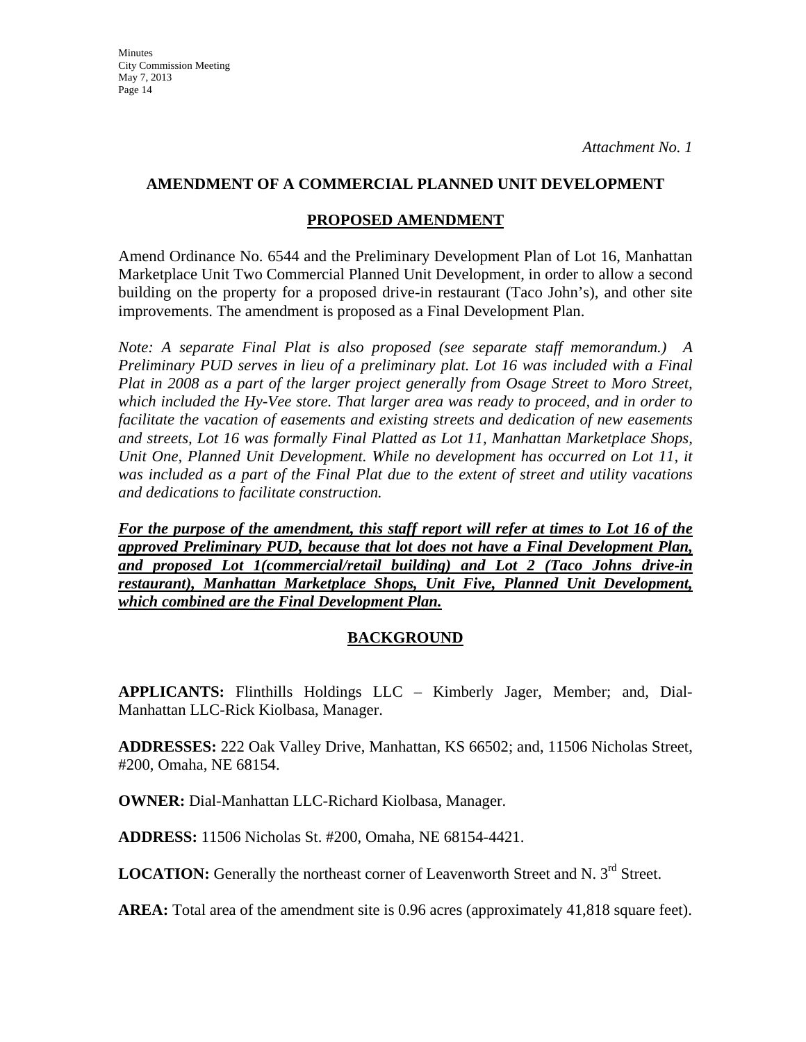*Attachment No. 1*

## AMENDMENT OF A COMMERCIAL PLANNED UNIT DEVELOPMENT

### PROPOSED AMENDMENT

Amend Ordinance No. 6544 and the Preliminary Development Plan of Lot 16, Manhattan Marketplace Unit Two Commercial Planned Unit Development, in order to allow a second building on the property for a proposed drive-in restaurant (Taco John's), and other site improvements. The amendment is proposed as a Final Development Plan.

*Note: A separate Final Plat is also proposed (see separate staff memorandum.) A Preliminary PUD serves in lieu of a preliminary plat. Lot 16 was included with a Final Plat in 2008 as a part of the larger project generally from Osage Street to Moro Street, which included the Hy-Vee store. That larger area was ready to proceed, and in order to facilitate the vacation of easements and existing streets and dedication of new easements and streets, Lot 16 was formally Final Platted as Lot 11, Manhattan Marketplace Shops, Unit One, Planned Unit Development. While no development has occurred on Lot 11, it was included as a part of the Final Plat due to the extent of street and utility vacations and dedications to facilitate construction.*

***For the purpose of the amendment, this staff report will refer at times to Lot 16 of the approved Preliminary PUD, because that lot does not have a Final Development Plan, and proposed Lot 1(commercial/retail building) and Lot 2 (Taco Johns drive-in restaurant), Manhattan Marketplace Shops, Unit Five, Planned Unit Development, which combined are the Final Development Plan.***

### BACKGROUND

**APPLICANTS:** Flinthills Holdings LLC – Kimberly Jager, Member; and, Dial-Manhattan LLC-Rick Kiolbasa, Manager.

**ADDRESSES:** 222 Oak Valley Drive, Manhattan, KS 66502; and, 11506 Nicholas Street, #200, Omaha, NE 68154.

**OWNER:** Dial-Manhattan LLC-Richard Kiolbasa, Manager.

**ADDRESS:** 11506 Nicholas St. #200, Omaha, NE 68154-4421.

**LOCATION:** Generally the northeast corner of Leavenworth Street and N. 3rd Street.

**AREA:** Total area of the amendment site is 0.96 acres (approximately 41,818 square feet).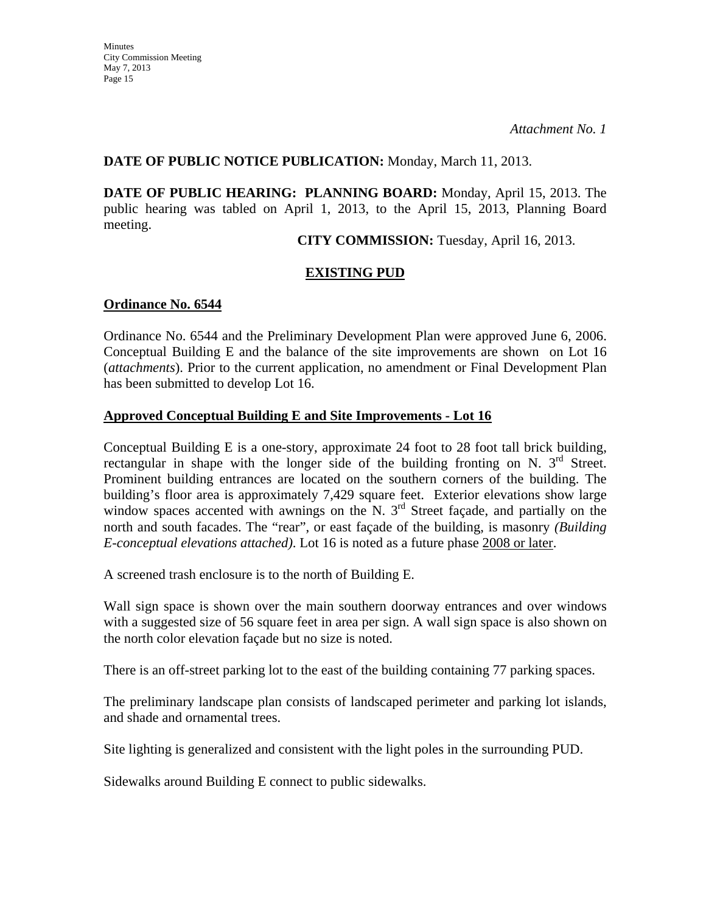*Attachment No. 1*

**DATE OF PUBLIC NOTICE PUBLICATION:** Monday, March 11, 2013.

**DATE OF PUBLIC HEARING: PLANNING BOARD:** Monday, April 15, 2013. The public hearing was tabled on April 1, 2013, to the April 15, 2013, Planning Board meeting.

**CITY COMMISSION:** Tuesday, April 16, 2013.

## EXISTING PUD

### Ordinance No. 6544

Ordinance No. 6544 and the Preliminary Development Plan were approved June 6, 2006. Conceptual Building E and the balance of the site improvements are shown on Lot 16 (*attachments*). Prior to the current application, no amendment or Final Development Plan has been submitted to develop Lot 16.

### Approved Conceptual Building E and Site Improvements - Lot 16

Conceptual Building E is a one-story, approximate 24 foot to 28 foot tall brick building, rectangular in shape with the longer side of the building fronting on N. 3rd Street. Prominent building entrances are located on the southern corners of the building. The building's floor area is approximately 7,429 square feet. Exterior elevations show large window spaces accented with awnings on the N. 3rd Street façade, and partially on the north and south facades. The "rear", or east façade of the building, is masonry *(Building E-conceptual elevations attached)*. Lot 16 is noted as a future phase 2008 or later.

A screened trash enclosure is to the north of Building E.

Wall sign space is shown over the main southern doorway entrances and over windows with a suggested size of 56 square feet in area per sign. A wall sign space is also shown on the north color elevation façade but no size is noted.

There is an off-street parking lot to the east of the building containing 77 parking spaces.

The preliminary landscape plan consists of landscaped perimeter and parking lot islands, and shade and ornamental trees.

Site lighting is generalized and consistent with the light poles in the surrounding PUD.

Sidewalks around Building E connect to public sidewalks.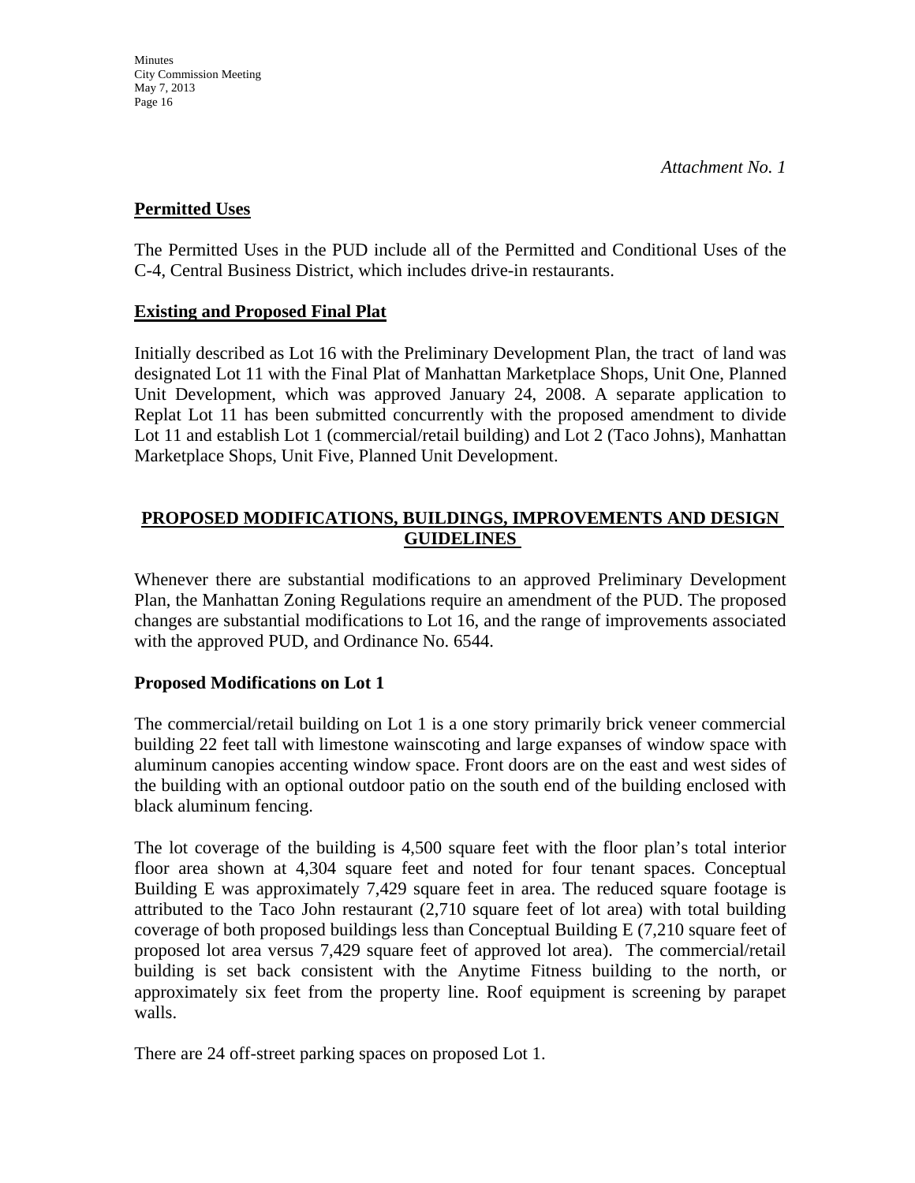*Attachment No. 1*

**Permitted Uses**

The Permitted Uses in the PUD include all of the Permitted and Conditional Uses of the C-4, Central Business District, which includes drive-in restaurants.

**Existing and Proposed Final Plat**

Initially described as Lot 16 with the Preliminary Development Plan, the tract of land was designated Lot 11 with the Final Plat of Manhattan Marketplace Shops, Unit One, Planned Unit Development, which was approved January 24, 2008. A separate application to Replat Lot 11 has been submitted concurrently with the proposed amendment to divide Lot 11 and establish Lot 1 (commercial/retail building) and Lot 2 (Taco Johns), Manhattan Marketplace Shops, Unit Five, Planned Unit Development.

## PROPOSED MODIFICATIONS, BUILDINGS, IMPROVEMENTS AND DESIGN GUIDELINES

Whenever there are substantial modifications to an approved Preliminary Development Plan, the Manhattan Zoning Regulations require an amendment of the PUD. The proposed changes are substantial modifications to Lot 16, and the range of improvements associated with the approved PUD, and Ordinance No. 6544.

**Proposed Modifications on Lot 1**

The commercial/retail building on Lot 1 is a one story primarily brick veneer commercial building 22 feet tall with limestone wainscoting and large expanses of window space with aluminum canopies accenting window space. Front doors are on the east and west sides of the building with an optional outdoor patio on the south end of the building enclosed with black aluminum fencing.

The lot coverage of the building is 4,500 square feet with the floor plan's total interior floor area shown at 4,304 square feet and noted for four tenant spaces. Conceptual Building E was approximately 7,429 square feet in area. The reduced square footage is attributed to the Taco John restaurant (2,710 square feet of lot area) with total building coverage of both proposed buildings less than Conceptual Building E (7,210 square feet of proposed lot area versus 7,429 square feet of approved lot area). The commercial/retail building is set back consistent with the Anytime Fitness building to the north, or approximately six feet from the property line. Roof equipment is screening by parapet walls.

There are 24 off-street parking spaces on proposed Lot 1.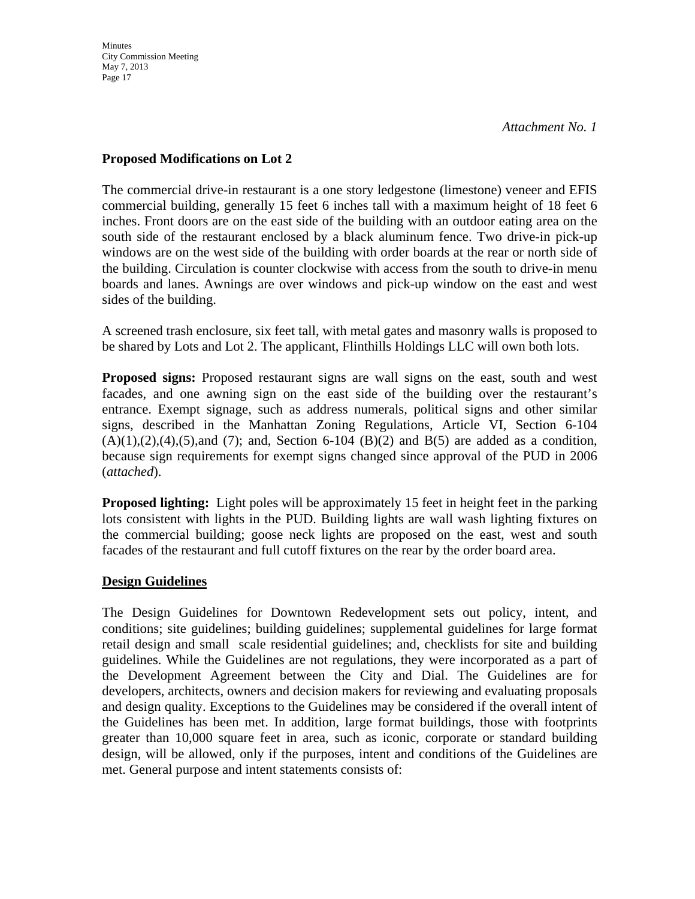*Attachment No. 1*

**Proposed Modifications on Lot 2**

The commercial drive-in restaurant is a one story ledgestone (limestone) veneer and EFIS commercial building, generally 15 feet 6 inches tall with a maximum height of 18 feet 6 inches. Front doors are on the east side of the building with an outdoor eating area on the south side of the restaurant enclosed by a black aluminum fence. Two drive-in pick-up windows are on the west side of the building with order boards at the rear or north side of the building. Circulation is counter clockwise with access from the south to drive-in menu boards and lanes. Awnings are over windows and pick-up window on the east and west sides of the building.

A screened trash enclosure, six feet tall, with metal gates and masonry walls is proposed to be shared by Lots and Lot 2. The applicant, Flinthills Holdings LLC will own both lots.

**Proposed signs:** Proposed restaurant signs are wall signs on the east, south and west facades, and one awning sign on the east side of the building over the restaurant's entrance. Exempt signage, such as address numerals, political signs and other similar signs, described in the Manhattan Zoning Regulations, Article VI, Section 6-104 (A)(1),(2),(4),(5),and (7); and, Section 6-104 (B)(2) and B(5) are added as a condition, because sign requirements for exempt signs changed since approval of the PUD in 2006 (*attached*).

**Proposed lighting:** Light poles will be approximately 15 feet in height feet in the parking lots consistent with lights in the PUD. Building lights are wall wash lighting fixtures on the commercial building; goose neck lights are proposed on the east, west and south facades of the restaurant and full cutoff fixtures on the rear by the order board area.

**Design Guidelines**

The Design Guidelines for Downtown Redevelopment sets out policy, intent, and conditions; site guidelines; building guidelines; supplemental guidelines for large format retail design and small scale residential guidelines; and, checklists for site and building guidelines. While the Guidelines are not regulations, they were incorporated as a part of the Development Agreement between the City and Dial. The Guidelines are for developers, architects, owners and decision makers for reviewing and evaluating proposals and design quality. Exceptions to the Guidelines may be considered if the overall intent of the Guidelines has been met. In addition, large format buildings, those with footprints greater than 10,000 square feet in area, such as iconic, corporate or standard building design, will be allowed, only if the purposes, intent and conditions of the Guidelines are met. General purpose and intent statements consists of: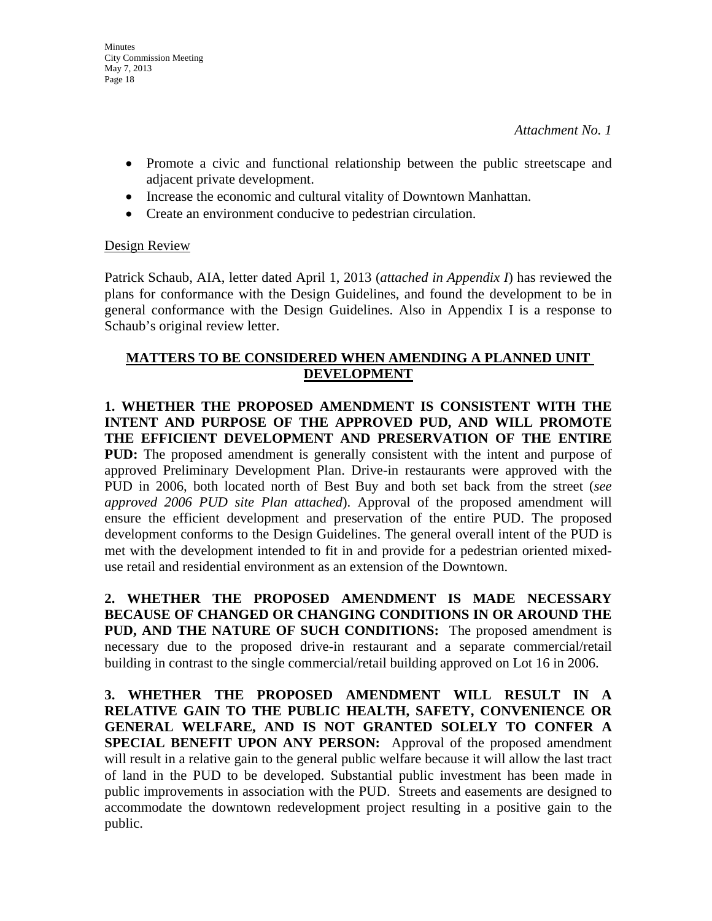*Attachment No. 1*

- Promote a civic and functional relationship between the public streetscape and adjacent private development.
- Increase the economic and cultural vitality of Downtown Manhattan.
- Create an environment conducive to pedestrian circulation.

Design Review

Patrick Schaub, AIA, letter dated April 1, 2013 (*attached in Appendix I*) has reviewed the plans for conformance with the Design Guidelines, and found the development to be in general conformance with the Design Guidelines. Also in Appendix I is a response to Schaub's original review letter.

## MATTERS TO BE CONSIDERED WHEN AMENDING A PLANNED UNIT DEVELOPMENT

**1. WHETHER THE PROPOSED AMENDMENT IS CONSISTENT WITH THE INTENT AND PURPOSE OF THE APPROVED PUD, AND WILL PROMOTE THE EFFICIENT DEVELOPMENT AND PRESERVATION OF THE ENTIRE PUD:** The proposed amendment is generally consistent with the intent and purpose of approved Preliminary Development Plan. Drive-in restaurants were approved with the PUD in 2006, both located north of Best Buy and both set back from the street (*see approved 2006 PUD site Plan attached*). Approval of the proposed amendment will ensure the efficient development and preservation of the entire PUD. The proposed development conforms to the Design Guidelines. The general overall intent of the PUD is met with the development intended to fit in and provide for a pedestrian oriented mixed-use retail and residential environment as an extension of the Downtown.

**2. WHETHER THE PROPOSED AMENDMENT IS MADE NECESSARY BECAUSE OF CHANGED OR CHANGING CONDITIONS IN OR AROUND THE PUD, AND THE NATURE OF SUCH CONDITIONS:** The proposed amendment is necessary due to the proposed drive-in restaurant and a separate commercial/retail building in contrast to the single commercial/retail building approved on Lot 16 in 2006.

**3. WHETHER THE PROPOSED AMENDMENT WILL RESULT IN A RELATIVE GAIN TO THE PUBLIC HEALTH, SAFETY, CONVENIENCE OR GENERAL WELFARE, AND IS NOT GRANTED SOLELY TO CONFER A SPECIAL BENEFIT UPON ANY PERSON:** Approval of the proposed amendment will result in a relative gain to the general public welfare because it will allow the last tract of land in the PUD to be developed. Substantial public investment has been made in public improvements in association with the PUD. Streets and easements are designed to accommodate the downtown redevelopment project resulting in a positive gain to the public.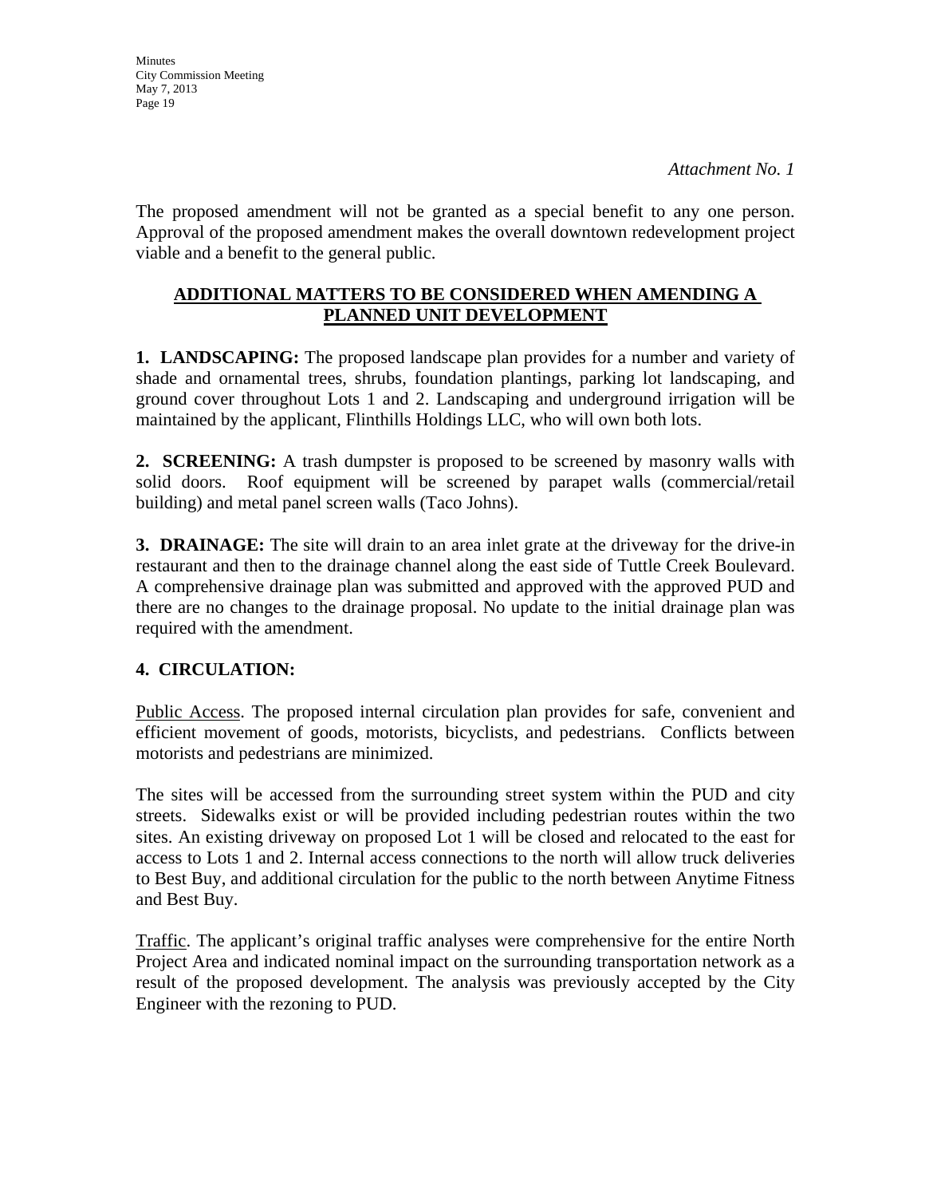*Attachment No. 1*

The proposed amendment will not be granted as a special benefit to any one person. Approval of the proposed amendment makes the overall downtown redevelopment project viable and a benefit to the general public.

## ADDITIONAL MATTERS TO BE CONSIDERED WHEN AMENDING A PLANNED UNIT DEVELOPMENT

**1. LANDSCAPING:** The proposed landscape plan provides for a number and variety of shade and ornamental trees, shrubs, foundation plantings, parking lot landscaping, and ground cover throughout Lots 1 and 2. Landscaping and underground irrigation will be maintained by the applicant, Flinthills Holdings LLC, who will own both lots.

**2. SCREENING:** A trash dumpster is proposed to be screened by masonry walls with solid doors. Roof equipment will be screened by parapet walls (commercial/retail building) and metal panel screen walls (Taco Johns).

**3. DRAINAGE:** The site will drain to an area inlet grate at the driveway for the drive-in restaurant and then to the drainage channel along the east side of Tuttle Creek Boulevard. A comprehensive drainage plan was submitted and approved with the approved PUD and there are no changes to the drainage proposal. No update to the initial drainage plan was required with the amendment.

**4. CIRCULATION:**

Public Access. The proposed internal circulation plan provides for safe, convenient and efficient movement of goods, motorists, bicyclists, and pedestrians. Conflicts between motorists and pedestrians are minimized.

The sites will be accessed from the surrounding street system within the PUD and city streets. Sidewalks exist or will be provided including pedestrian routes within the two sites. An existing driveway on proposed Lot 1 will be closed and relocated to the east for access to Lots 1 and 2. Internal access connections to the north will allow truck deliveries to Best Buy, and additional circulation for the public to the north between Anytime Fitness and Best Buy.

Traffic. The applicant's original traffic analyses were comprehensive for the entire North Project Area and indicated nominal impact on the surrounding transportation network as a result of the proposed development. The analysis was previously accepted by the City Engineer with the rezoning to PUD.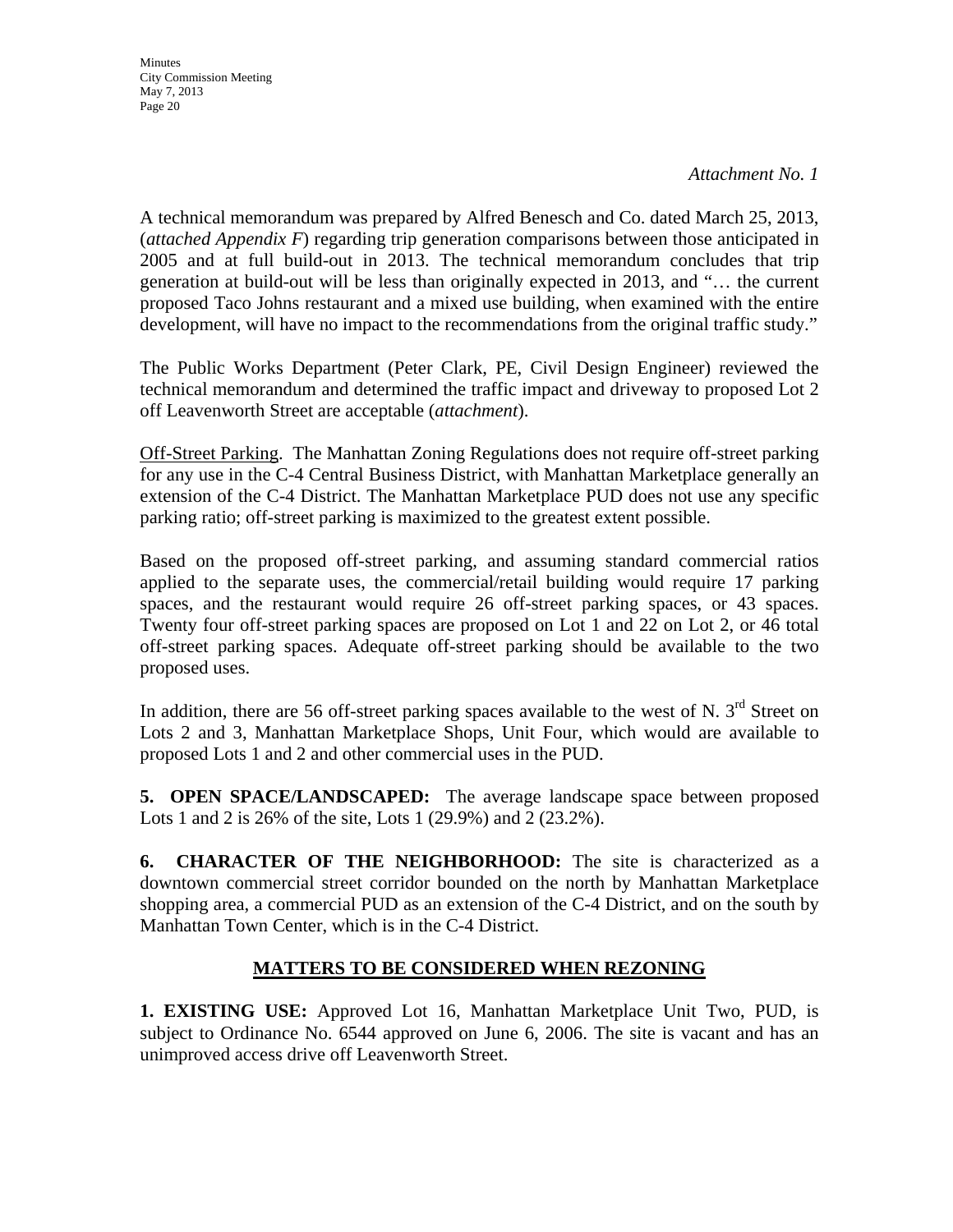*Attachment No. 1*

A technical memorandum was prepared by Alfred Benesch and Co. dated March 25, 2013, (*attached Appendix F*) regarding trip generation comparisons between those anticipated in 2005 and at full build-out in 2013. The technical memorandum concludes that trip generation at build-out will be less than originally expected in 2013, and "… the current proposed Taco Johns restaurant and a mixed use building, when examined with the entire development, will have no impact to the recommendations from the original traffic study."

The Public Works Department (Peter Clark, PE, Civil Design Engineer) reviewed the technical memorandum and determined the traffic impact and driveway to proposed Lot 2 off Leavenworth Street are acceptable (*attachment*).

<u>Off-Street Parking</u>. The Manhattan Zoning Regulations does not require off-street parking for any use in the C-4 Central Business District, with Manhattan Marketplace generally an extension of the C-4 District. The Manhattan Marketplace PUD does not use any specific parking ratio; off-street parking is maximized to the greatest extent possible.

Based on the proposed off-street parking, and assuming standard commercial ratios applied to the separate uses, the commercial/retail building would require 17 parking spaces, and the restaurant would require 26 off-street parking spaces, or 43 spaces. Twenty four off-street parking spaces are proposed on Lot 1 and 22 on Lot 2, or 46 total off-street parking spaces. Adequate off-street parking should be available to the two proposed uses.

In addition, there are 56 off-street parking spaces available to the west of N. 3rd Street on Lots 2 and 3, Manhattan Marketplace Shops, Unit Four, which would are available to proposed Lots 1 and 2 and other commercial uses in the PUD.

**5. OPEN SPACE/LANDSCAPED:** The average landscape space between proposed Lots 1 and 2 is 26% of the site, Lots 1 (29.9%) and 2 (23.2%).

**6. CHARACTER OF THE NEIGHBORHOOD:** The site is characterized as a downtown commercial street corridor bounded on the north by Manhattan Marketplace shopping area, a commercial PUD as an extension of the C-4 District, and on the south by Manhattan Town Center, which is in the C-4 District.

## <u>MATTERS TO BE CONSIDERED WHEN REZONING</u>

**1. EXISTING USE:** Approved Lot 16, Manhattan Marketplace Unit Two, PUD, is subject to Ordinance No. 6544 approved on June 6, 2006. The site is vacant and has an unimproved access drive off Leavenworth Street.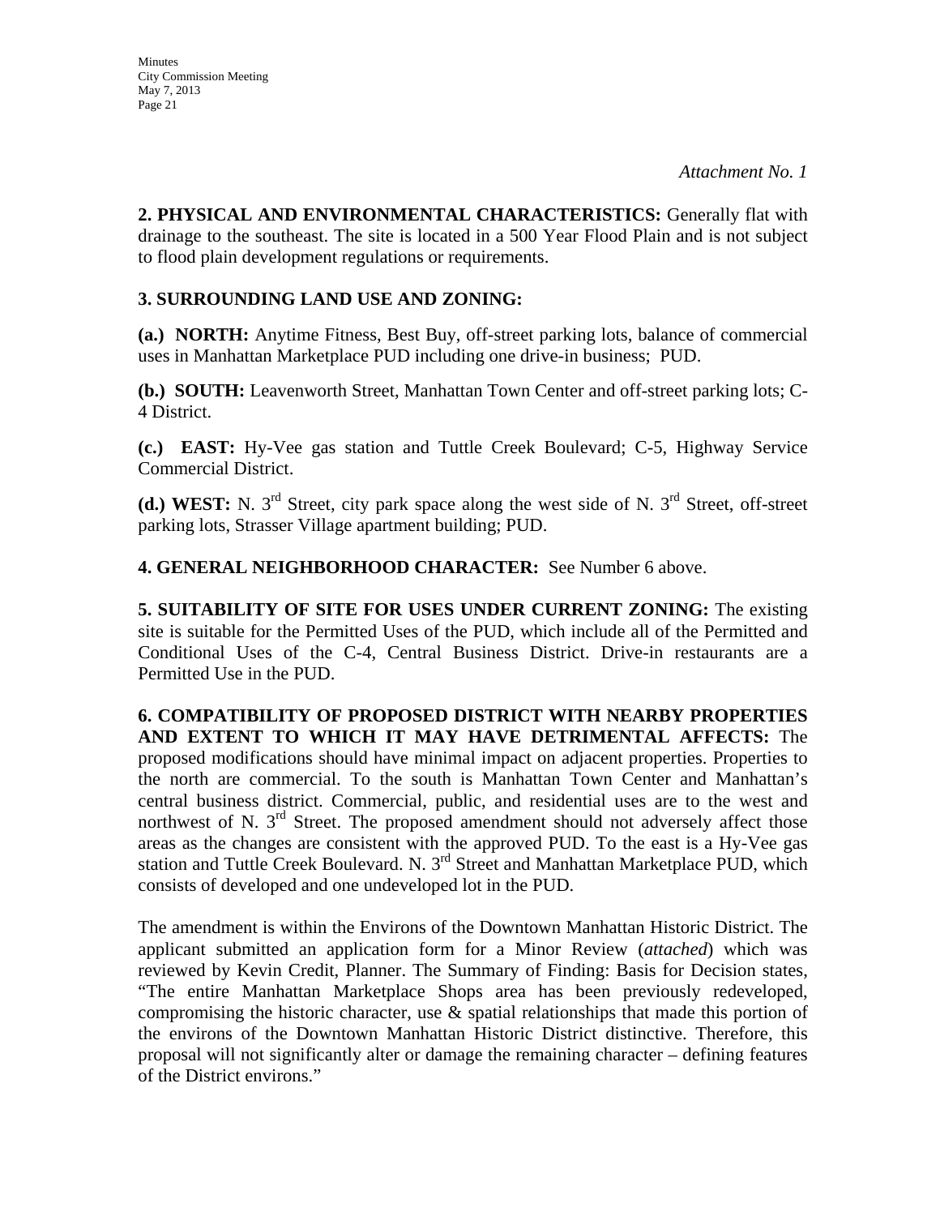*Attachment No. 1*

**2. PHYSICAL AND ENVIRONMENTAL CHARACTERISTICS:** Generally flat with drainage to the southeast. The site is located in a 500 Year Flood Plain and is not subject to flood plain development regulations or requirements.

**3. SURROUNDING LAND USE AND ZONING:**

**(a.) NORTH:** Anytime Fitness, Best Buy, off-street parking lots, balance of commercial uses in Manhattan Marketplace PUD including one drive-in business; PUD.

**(b.) SOUTH:** Leavenworth Street, Manhattan Town Center and off-street parking lots; C-4 District.

**(c.) EAST:** Hy-Vee gas station and Tuttle Creek Boulevard; C-5, Highway Service Commercial District.

**(d.) WEST:** N. 3rd Street, city park space along the west side of N. 3rd Street, off-street parking lots, Strasser Village apartment building; PUD.

**4. GENERAL NEIGHBORHOOD CHARACTER:** See Number 6 above.

**5. SUITABILITY OF SITE FOR USES UNDER CURRENT ZONING:** The existing site is suitable for the Permitted Uses of the PUD, which include all of the Permitted and Conditional Uses of the C-4, Central Business District. Drive-in restaurants are a Permitted Use in the PUD.

**6. COMPATIBILITY OF PROPOSED DISTRICT WITH NEARBY PROPERTIES AND EXTENT TO WHICH IT MAY HAVE DETRIMENTAL AFFECTS:** The proposed modifications should have minimal impact on adjacent properties. Properties to the north are commercial. To the south is Manhattan Town Center and Manhattan's central business district. Commercial, public, and residential uses are to the west and northwest of N. 3rd Street. The proposed amendment should not adversely affect those areas as the changes are consistent with the approved PUD. To the east is a Hy-Vee gas station and Tuttle Creek Boulevard. N. 3rd Street and Manhattan Marketplace PUD, which consists of developed and one undeveloped lot in the PUD.

The amendment is within the Environs of the Downtown Manhattan Historic District. The applicant submitted an application form for a Minor Review (*attached*) which was reviewed by Kevin Credit, Planner. The Summary of Finding: Basis for Decision states, "The entire Manhattan Marketplace Shops area has been previously redeveloped, compromising the historic character, use & spatial relationships that made this portion of the environs of the Downtown Manhattan Historic District distinctive. Therefore, this proposal will not significantly alter or damage the remaining character – defining features of the District environs."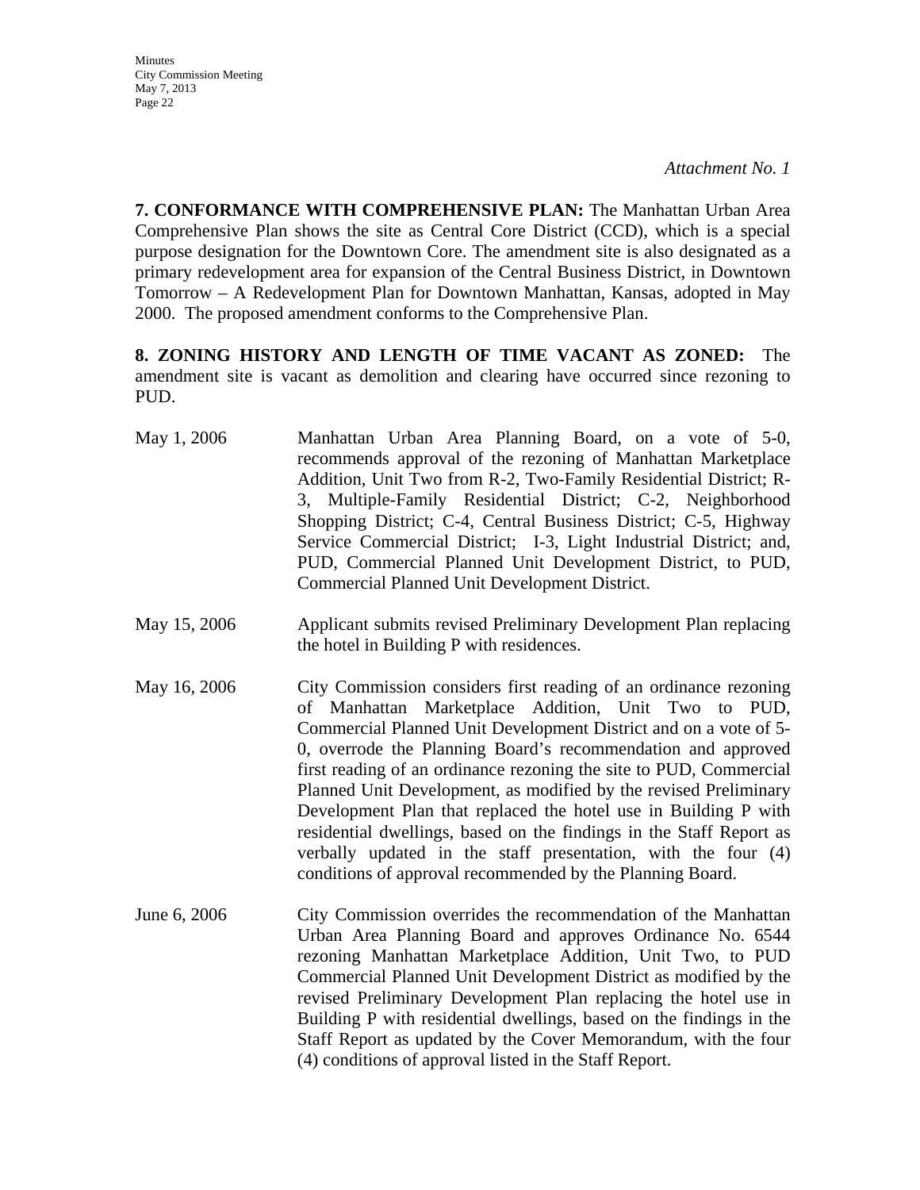*Attachment No. 1*

**7. CONFORMANCE WITH COMPREHENSIVE PLAN:** The Manhattan Urban Area Comprehensive Plan shows the site as Central Core District (CCD), which is a special purpose designation for the Downtown Core. The amendment site is also designated as a primary redevelopment area for expansion of the Central Business District, in Downtown Tomorrow – A Redevelopment Plan for Downtown Manhattan, Kansas, adopted in May 2000. The proposed amendment conforms to the Comprehensive Plan.

**8. ZONING HISTORY AND LENGTH OF TIME VACANT AS ZONED:** The amendment site is vacant as demolition and clearing have occurred since rezoning to PUD.

May 1, 2006 — Manhattan Urban Area Planning Board, on a vote of 5-0, recommends approval of the rezoning of Manhattan Marketplace Addition, Unit Two from R-2, Two-Family Residential District; R-3, Multiple-Family Residential District; C-2, Neighborhood Shopping District; C-4, Central Business District; C-5, Highway Service Commercial District; I-3, Light Industrial District; and, PUD, Commercial Planned Unit Development District, to PUD, Commercial Planned Unit Development District.

May 15, 2006 — Applicant submits revised Preliminary Development Plan replacing the hotel in Building P with residences.

May 16, 2006 — City Commission considers first reading of an ordinance rezoning of Manhattan Marketplace Addition, Unit Two to PUD, Commercial Planned Unit Development District and on a vote of 5-0, overrode the Planning Board's recommendation and approved first reading of an ordinance rezoning the site to PUD, Commercial Planned Unit Development, as modified by the revised Preliminary Development Plan that replaced the hotel use in Building P with residential dwellings, based on the findings in the Staff Report as verbally updated in the staff presentation, with the four (4) conditions of approval recommended by the Planning Board.

June 6, 2006 — City Commission overrides the recommendation of the Manhattan Urban Area Planning Board and approves Ordinance No. 6544 rezoning Manhattan Marketplace Addition, Unit Two, to PUD Commercial Planned Unit Development District as modified by the revised Preliminary Development Plan replacing the hotel use in Building P with residential dwellings, based on the findings in the Staff Report as updated by the Cover Memorandum, with the four (4) conditions of approval listed in the Staff Report.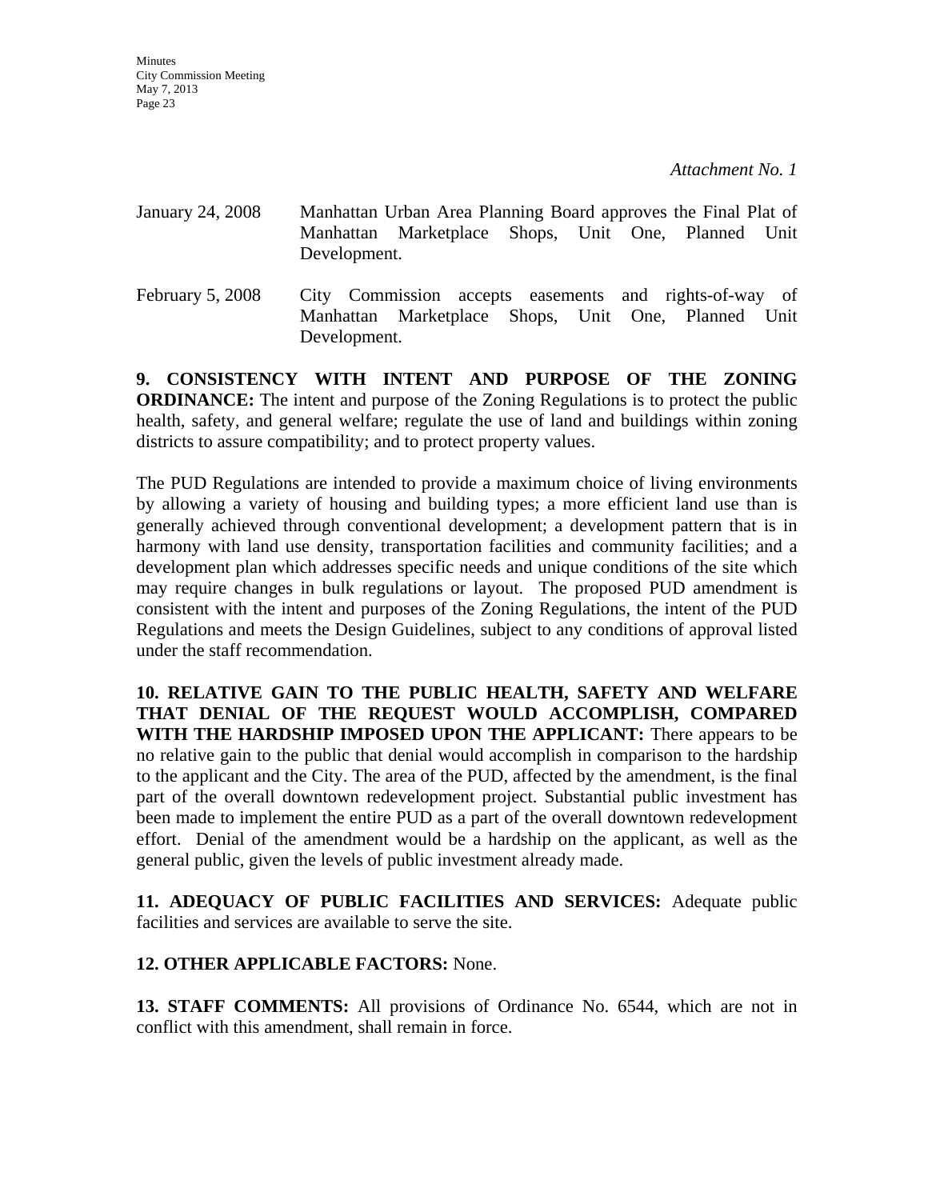*Attachment No. 1*

January 24, 2008 Manhattan Urban Area Planning Board approves the Final Plat of Manhattan Marketplace Shops, Unit One, Planned Unit Development.

February 5, 2008 City Commission accepts easements and rights-of-way of Manhattan Marketplace Shops, Unit One, Planned Unit Development.

**9. CONSISTENCY WITH INTENT AND PURPOSE OF THE ZONING ORDINANCE:** The intent and purpose of the Zoning Regulations is to protect the public health, safety, and general welfare; regulate the use of land and buildings within zoning districts to assure compatibility; and to protect property values.

The PUD Regulations are intended to provide a maximum choice of living environments by allowing a variety of housing and building types; a more efficient land use than is generally achieved through conventional development; a development pattern that is in harmony with land use density, transportation facilities and community facilities; and a development plan which addresses specific needs and unique conditions of the site which may require changes in bulk regulations or layout. The proposed PUD amendment is consistent with the intent and purposes of the Zoning Regulations, the intent of the PUD Regulations and meets the Design Guidelines, subject to any conditions of approval listed under the staff recommendation.

**10. RELATIVE GAIN TO THE PUBLIC HEALTH, SAFETY AND WELFARE THAT DENIAL OF THE REQUEST WOULD ACCOMPLISH, COMPARED WITH THE HARDSHIP IMPOSED UPON THE APPLICANT:** There appears to be no relative gain to the public that denial would accomplish in comparison to the hardship to the applicant and the City. The area of the PUD, affected by the amendment, is the final part of the overall downtown redevelopment project. Substantial public investment has been made to implement the entire PUD as a part of the overall downtown redevelopment effort. Denial of the amendment would be a hardship on the applicant, as well as the general public, given the levels of public investment already made.

**11. ADEQUACY OF PUBLIC FACILITIES AND SERVICES:** Adequate public facilities and services are available to serve the site.

**12. OTHER APPLICABLE FACTORS:** None.

**13. STAFF COMMENTS:** All provisions of Ordinance No. 6544, which are not in conflict with this amendment, shall remain in force.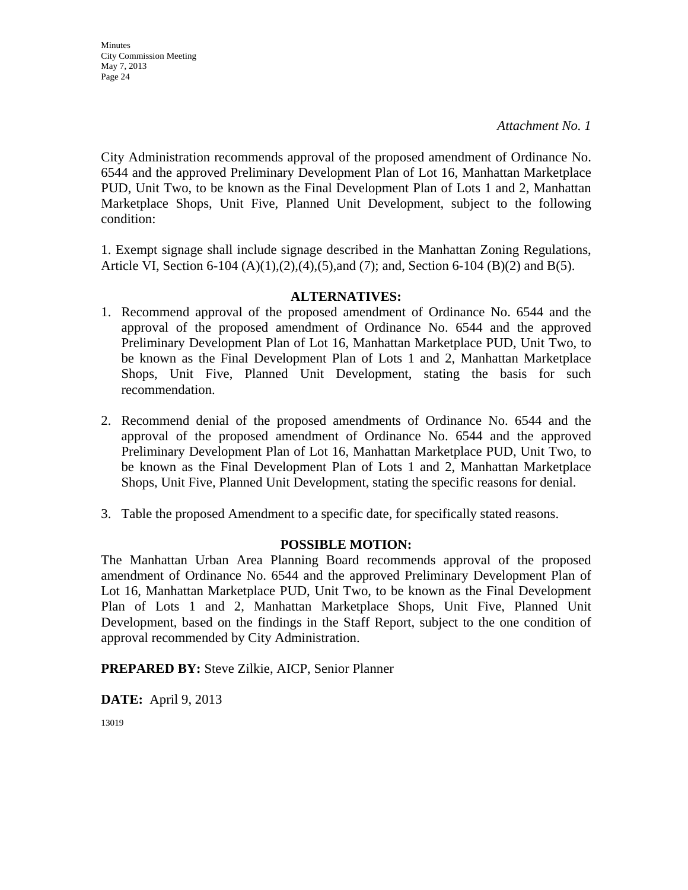*Attachment No. 1*

City Administration recommends approval of the proposed amendment of Ordinance No. 6544 and the approved Preliminary Development Plan of Lot 16, Manhattan Marketplace PUD, Unit Two, to be known as the Final Development Plan of Lots 1 and 2, Manhattan Marketplace Shops, Unit Five, Planned Unit Development, subject to the following condition:

1. Exempt signage shall include signage described in the Manhattan Zoning Regulations, Article VI, Section 6-104 (A)(1),(2),(4),(5),and (7); and, Section 6-104 (B)(2) and B(5).

**ALTERNATIVES:**

1. Recommend approval of the proposed amendment of Ordinance No. 6544 and the approval of the proposed amendment of Ordinance No. 6544 and the approved Preliminary Development Plan of Lot 16, Manhattan Marketplace PUD, Unit Two, to be known as the Final Development Plan of Lots 1 and 2, Manhattan Marketplace Shops, Unit Five, Planned Unit Development, stating the basis for such recommendation.

2. Recommend denial of the proposed amendments of Ordinance No. 6544 and the approval of the proposed amendment of Ordinance No. 6544 and the approved Preliminary Development Plan of Lot 16, Manhattan Marketplace PUD, Unit Two, to be known as the Final Development Plan of Lots 1 and 2, Manhattan Marketplace Shops, Unit Five, Planned Unit Development, stating the specific reasons for denial.

3. Table the proposed Amendment to a specific date, for specifically stated reasons.

**POSSIBLE MOTION:**

The Manhattan Urban Area Planning Board recommends approval of the proposed amendment of Ordinance No. 6544 and the approved Preliminary Development Plan of Lot 16, Manhattan Marketplace PUD, Unit Two, to be known as the Final Development Plan of Lots 1 and 2, Manhattan Marketplace Shops, Unit Five, Planned Unit Development, based on the findings in the Staff Report, subject to the one condition of approval recommended by City Administration.

**PREPARED BY:** Steve Zilkie, AICP, Senior Planner

**DATE:** April 9, 2013

13019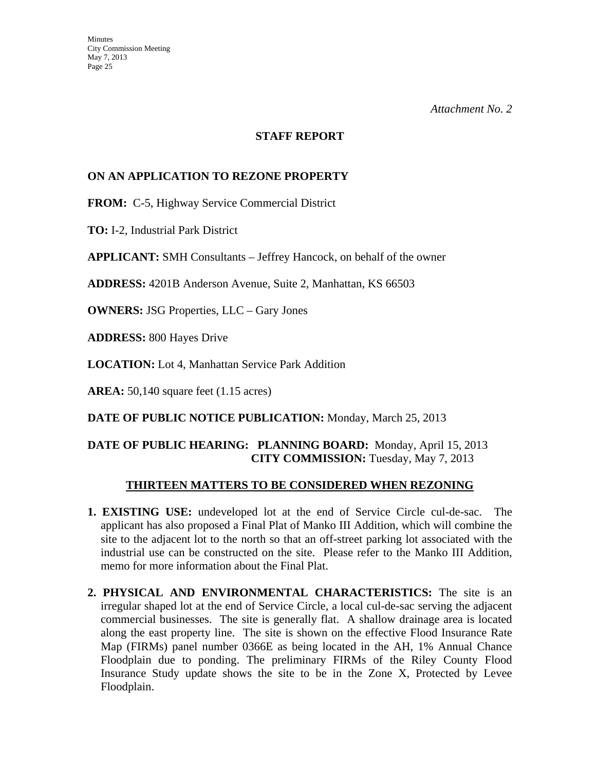*Attachment No. 2*

## STAFF REPORT

### ON AN APPLICATION TO REZONE PROPERTY

**FROM:** C-5, Highway Service Commercial District

**TO:** I-2, Industrial Park District

**APPLICANT:** SMH Consultants – Jeffrey Hancock, on behalf of the owner

**ADDRESS:** 4201B Anderson Avenue, Suite 2, Manhattan, KS 66503

**OWNERS:** JSG Properties, LLC – Gary Jones

**ADDRESS:** 800 Hayes Drive

**LOCATION:** Lot 4, Manhattan Service Park Addition

**AREA:** 50,140 square feet (1.15 acres)

**DATE OF PUBLIC NOTICE PUBLICATION:** Monday, March 25, 2013

**DATE OF PUBLIC HEARING: PLANNING BOARD:** Monday, April 15, 2013
**CITY COMMISSION:** Tuesday, May 7, 2013

**THIRTEEN MATTERS TO BE CONSIDERED WHEN REZONING**

1. **EXISTING USE:** undeveloped lot at the end of Service Circle cul-de-sac. The applicant has also proposed a Final Plat of Manko III Addition, which will combine the site to the adjacent lot to the north so that an off-street parking lot associated with the industrial use can be constructed on the site. Please refer to the Manko III Addition, memo for more information about the Final Plat.

2. **PHYSICAL AND ENVIRONMENTAL CHARACTERISTICS:** The site is an irregular shaped lot at the end of Service Circle, a local cul-de-sac serving the adjacent commercial businesses. The site is generally flat. A shallow drainage area is located along the east property line. The site is shown on the effective Flood Insurance Rate Map (FIRMs) panel number 0366E as being located in the AH, 1% Annual Chance Floodplain due to ponding. The preliminary FIRMs of the Riley County Flood Insurance Study update shows the site to be in the Zone X, Protected by Levee Floodplain.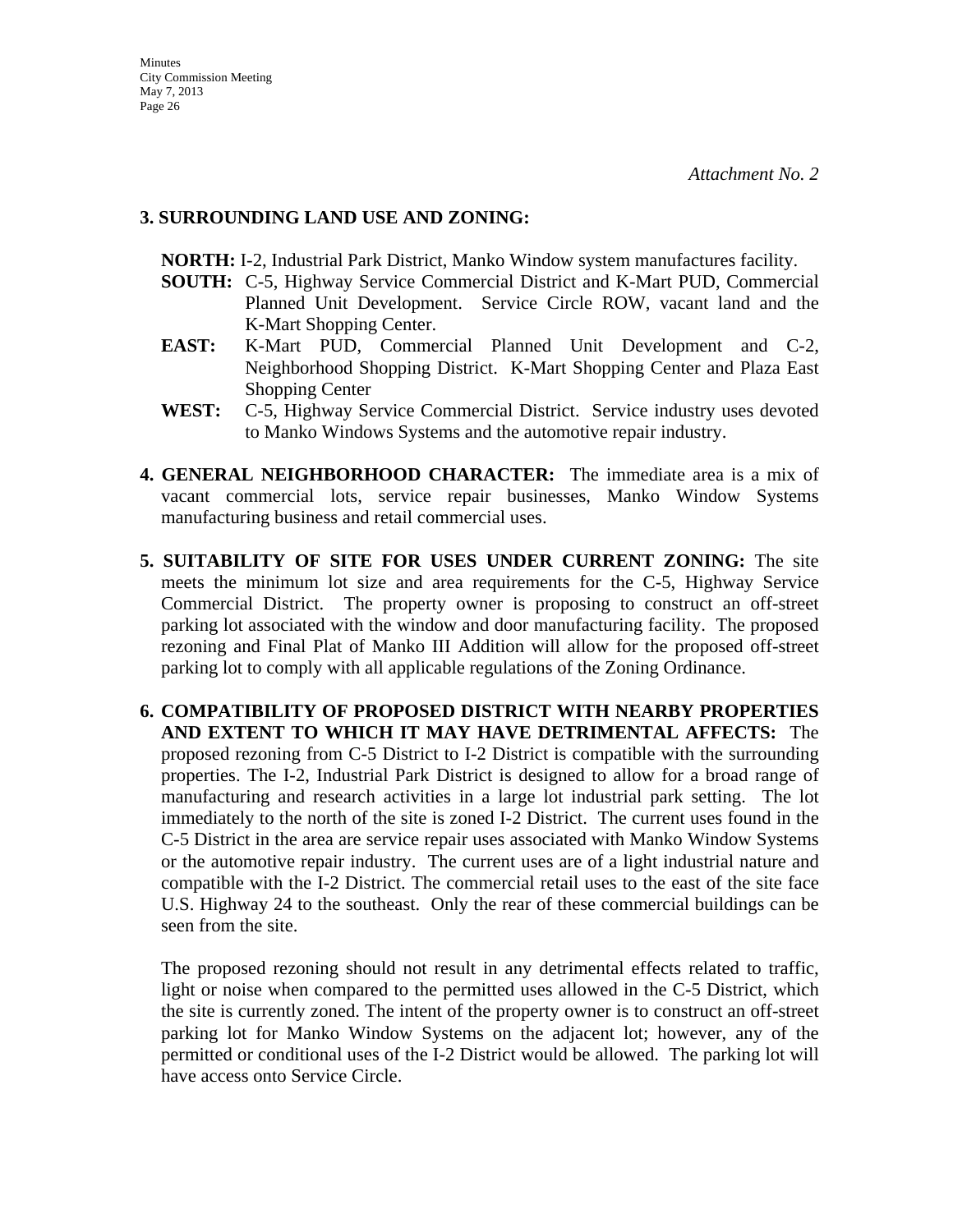*Attachment No. 2*

**3. SURROUNDING LAND USE AND ZONING:**

**NORTH:** I-2, Industrial Park District, Manko Window system manufactures facility.

**SOUTH:** C-5, Highway Service Commercial District and K-Mart PUD, Commercial Planned Unit Development. Service Circle ROW, vacant land and the K-Mart Shopping Center.

**EAST:** K-Mart PUD, Commercial Planned Unit Development and C-2, Neighborhood Shopping District. K-Mart Shopping Center and Plaza East Shopping Center

**WEST:** C-5, Highway Service Commercial District. Service industry uses devoted to Manko Windows Systems and the automotive repair industry.

**4. GENERAL NEIGHBORHOOD CHARACTER:** The immediate area is a mix of vacant commercial lots, service repair businesses, Manko Window Systems manufacturing business and retail commercial uses.

**5. SUITABILITY OF SITE FOR USES UNDER CURRENT ZONING:** The site meets the minimum lot size and area requirements for the C-5, Highway Service Commercial District. The property owner is proposing to construct an off-street parking lot associated with the window and door manufacturing facility. The proposed rezoning and Final Plat of Manko III Addition will allow for the proposed off-street parking lot to comply with all applicable regulations of the Zoning Ordinance.

**6. COMPATIBILITY OF PROPOSED DISTRICT WITH NEARBY PROPERTIES AND EXTENT TO WHICH IT MAY HAVE DETRIMENTAL AFFECTS:** The proposed rezoning from C-5 District to I-2 District is compatible with the surrounding properties. The I-2, Industrial Park District is designed to allow for a broad range of manufacturing and research activities in a large lot industrial park setting. The lot immediately to the north of the site is zoned I-2 District. The current uses found in the C-5 District in the area are service repair uses associated with Manko Window Systems or the automotive repair industry. The current uses are of a light industrial nature and compatible with the I-2 District. The commercial retail uses to the east of the site face U.S. Highway 24 to the southeast. Only the rear of these commercial buildings can be seen from the site.

The proposed rezoning should not result in any detrimental effects related to traffic, light or noise when compared to the permitted uses allowed in the C-5 District, which the site is currently zoned. The intent of the property owner is to construct an off-street parking lot for Manko Window Systems on the adjacent lot; however, any of the permitted or conditional uses of the I-2 District would be allowed. The parking lot will have access onto Service Circle.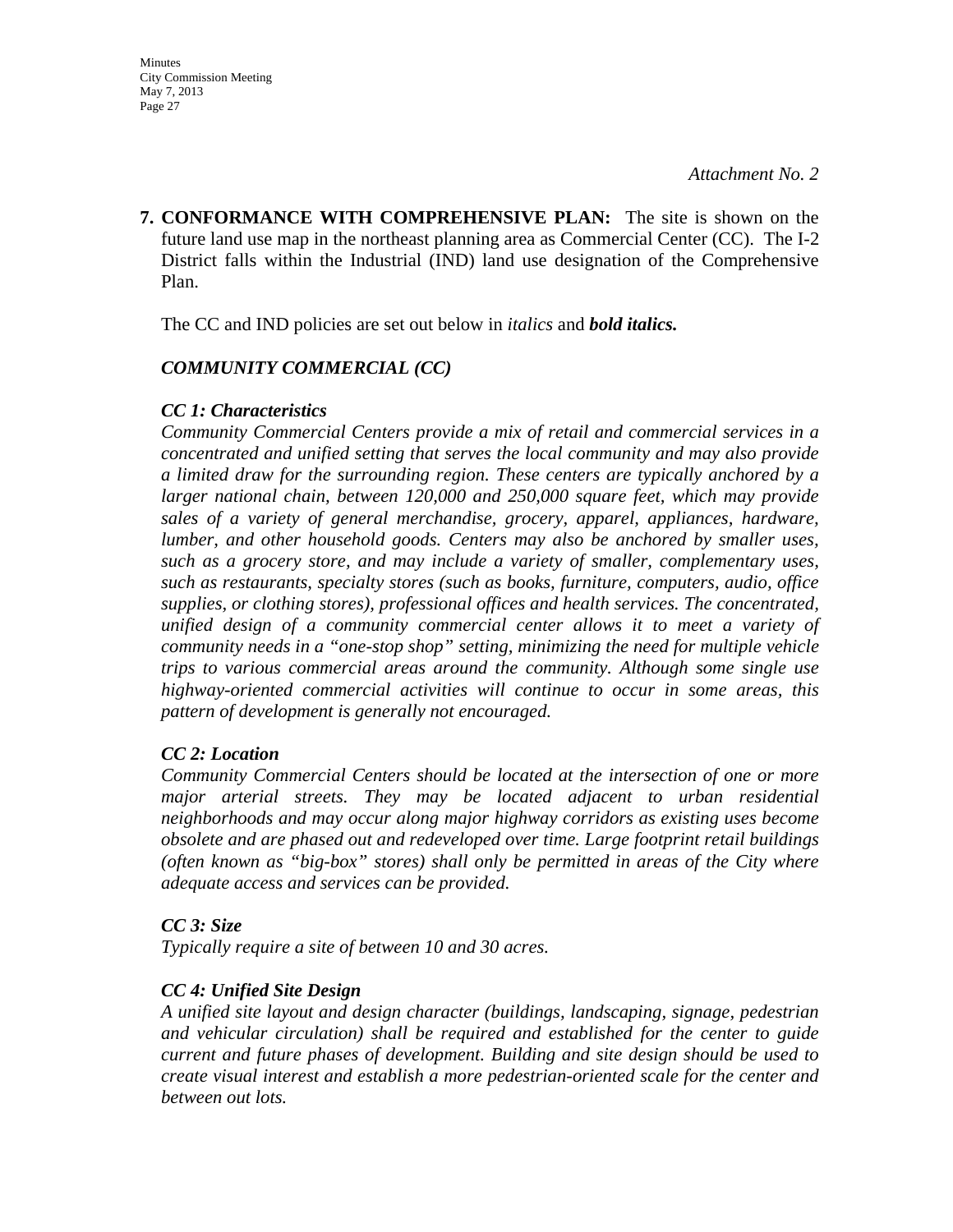*Attachment No. 2*

**7. CONFORMANCE WITH COMPREHENSIVE PLAN:** The site is shown on the future land use map in the northeast planning area as Commercial Center (CC). The I-2 District falls within the Industrial (IND) land use designation of the Comprehensive Plan.

The CC and IND policies are set out below in *italics* and ***bold italics.***

***COMMUNITY COMMERCIAL (CC)***

***CC 1: Characteristics***

*Community Commercial Centers provide a mix of retail and commercial services in a concentrated and unified setting that serves the local community and may also provide a limited draw for the surrounding region. These centers are typically anchored by a larger national chain, between 120,000 and 250,000 square feet, which may provide sales of a variety of general merchandise, grocery, apparel, appliances, hardware, lumber, and other household goods. Centers may also be anchored by smaller uses, such as a grocery store, and may include a variety of smaller, complementary uses, such as restaurants, specialty stores (such as books, furniture, computers, audio, office supplies, or clothing stores), professional offices and health services. The concentrated, unified design of a community commercial center allows it to meet a variety of community needs in a "one-stop shop" setting, minimizing the need for multiple vehicle trips to various commercial areas around the community. Although some single use highway-oriented commercial activities will continue to occur in some areas, this pattern of development is generally not encouraged.*

***CC 2: Location***

*Community Commercial Centers should be located at the intersection of one or more major arterial streets. They may be located adjacent to urban residential neighborhoods and may occur along major highway corridors as existing uses become obsolete and are phased out and redeveloped over time. Large footprint retail buildings (often known as "big-box" stores) shall only be permitted in areas of the City where adequate access and services can be provided.*

***CC 3: Size***

*Typically require a site of between 10 and 30 acres.*

***CC 4: Unified Site Design***

*A unified site layout and design character (buildings, landscaping, signage, pedestrian and vehicular circulation) shall be required and established for the center to guide current and future phases of development. Building and site design should be used to create visual interest and establish a more pedestrian-oriented scale for the center and between out lots.*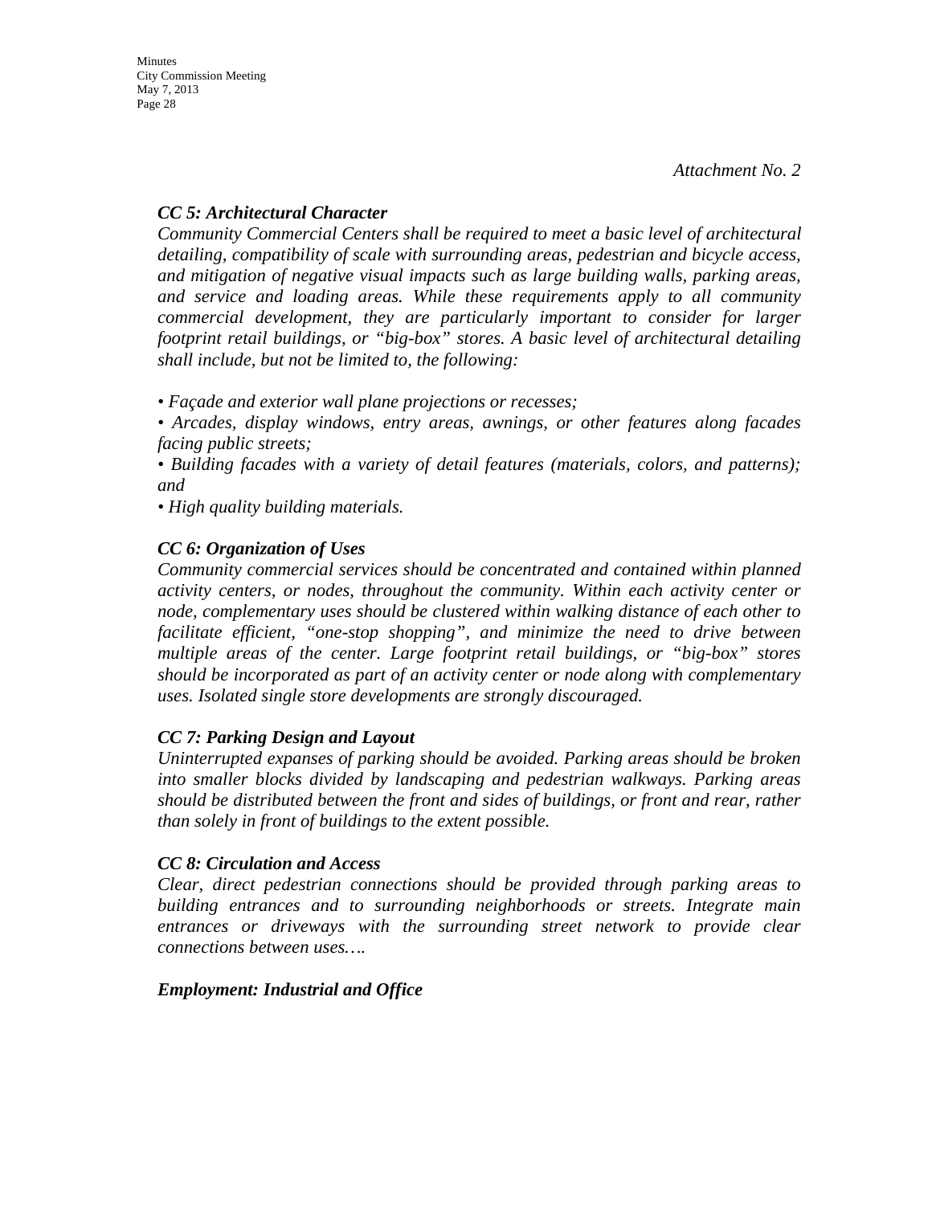*Attachment No. 2*

***CC 5: Architectural Character***

*Community Commercial Centers shall be required to meet a basic level of architectural detailing, compatibility of scale with surrounding areas, pedestrian and bicycle access, and mitigation of negative visual impacts such as large building walls, parking areas, and service and loading areas. While these requirements apply to all community commercial development, they are particularly important to consider for larger footprint retail buildings, or "big-box" stores. A basic level of architectural detailing shall include, but not be limited to, the following:*

- *Façade and exterior wall plane projections or recesses;*
- *Arcades, display windows, entry areas, awnings, or other features along facades facing public streets;*
- *Building facades with a variety of detail features (materials, colors, and patterns); and*
- *High quality building materials.*

***CC 6: Organization of Uses***

*Community commercial services should be concentrated and contained within planned activity centers, or nodes, throughout the community. Within each activity center or node, complementary uses should be clustered within walking distance of each other to facilitate efficient, "one-stop shopping", and minimize the need to drive between multiple areas of the center. Large footprint retail buildings, or "big-box" stores should be incorporated as part of an activity center or node along with complementary uses. Isolated single store developments are strongly discouraged.*

***CC 7: Parking Design and Layout***

*Uninterrupted expanses of parking should be avoided. Parking areas should be broken into smaller blocks divided by landscaping and pedestrian walkways. Parking areas should be distributed between the front and sides of buildings, or front and rear, rather than solely in front of buildings to the extent possible.*

***CC 8: Circulation and Access***

*Clear, direct pedestrian connections should be provided through parking areas to building entrances and to surrounding neighborhoods or streets. Integrate main entrances or driveways with the surrounding street network to provide clear connections between uses….*

***Employment: Industrial and Office***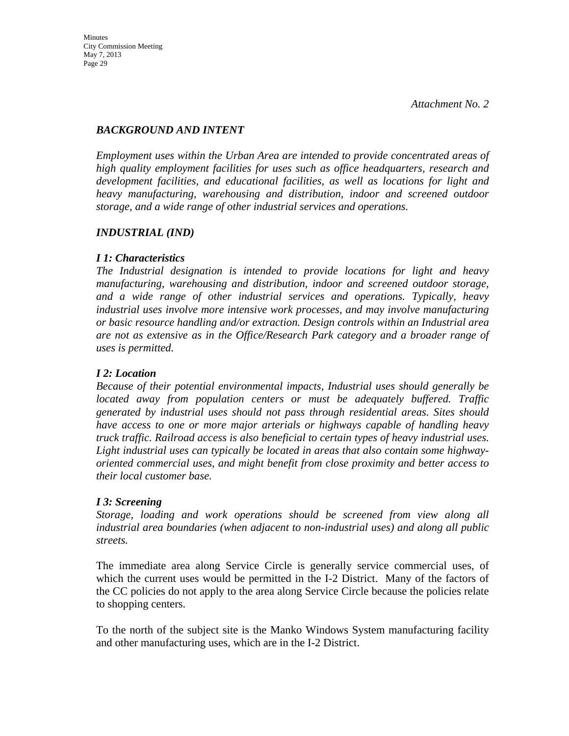*Attachment No. 2*

***BACKGROUND AND INTENT***

*Employment uses within the Urban Area are intended to provide concentrated areas of high quality employment facilities for uses such as office headquarters, research and development facilities, and educational facilities, as well as locations for light and heavy manufacturing, warehousing and distribution, indoor and screened outdoor storage, and a wide range of other industrial services and operations.*

***INDUSTRIAL (IND)***

***I 1: Characteristics***
*The Industrial designation is intended to provide locations for light and heavy manufacturing, warehousing and distribution, indoor and screened outdoor storage, and a wide range of other industrial services and operations. Typically, heavy industrial uses involve more intensive work processes, and may involve manufacturing or basic resource handling and/or extraction. Design controls within an Industrial area are not as extensive as in the Office/Research Park category and a broader range of uses is permitted.*

***I 2: Location***
*Because of their potential environmental impacts, Industrial uses should generally be located away from population centers or must be adequately buffered. Traffic generated by industrial uses should not pass through residential areas. Sites should have access to one or more major arterials or highways capable of handling heavy truck traffic. Railroad access is also beneficial to certain types of heavy industrial uses. Light industrial uses can typically be located in areas that also contain some highway-oriented commercial uses, and might benefit from close proximity and better access to their local customer base.*

***I 3: Screening***
*Storage, loading and work operations should be screened from view along all industrial area boundaries (when adjacent to non-industrial uses) and along all public streets.*

The immediate area along Service Circle is generally service commercial uses, of which the current uses would be permitted in the I-2 District. Many of the factors of the CC policies do not apply to the area along Service Circle because the policies relate to shopping centers.

To the north of the subject site is the Manko Windows System manufacturing facility and other manufacturing uses, which are in the I-2 District.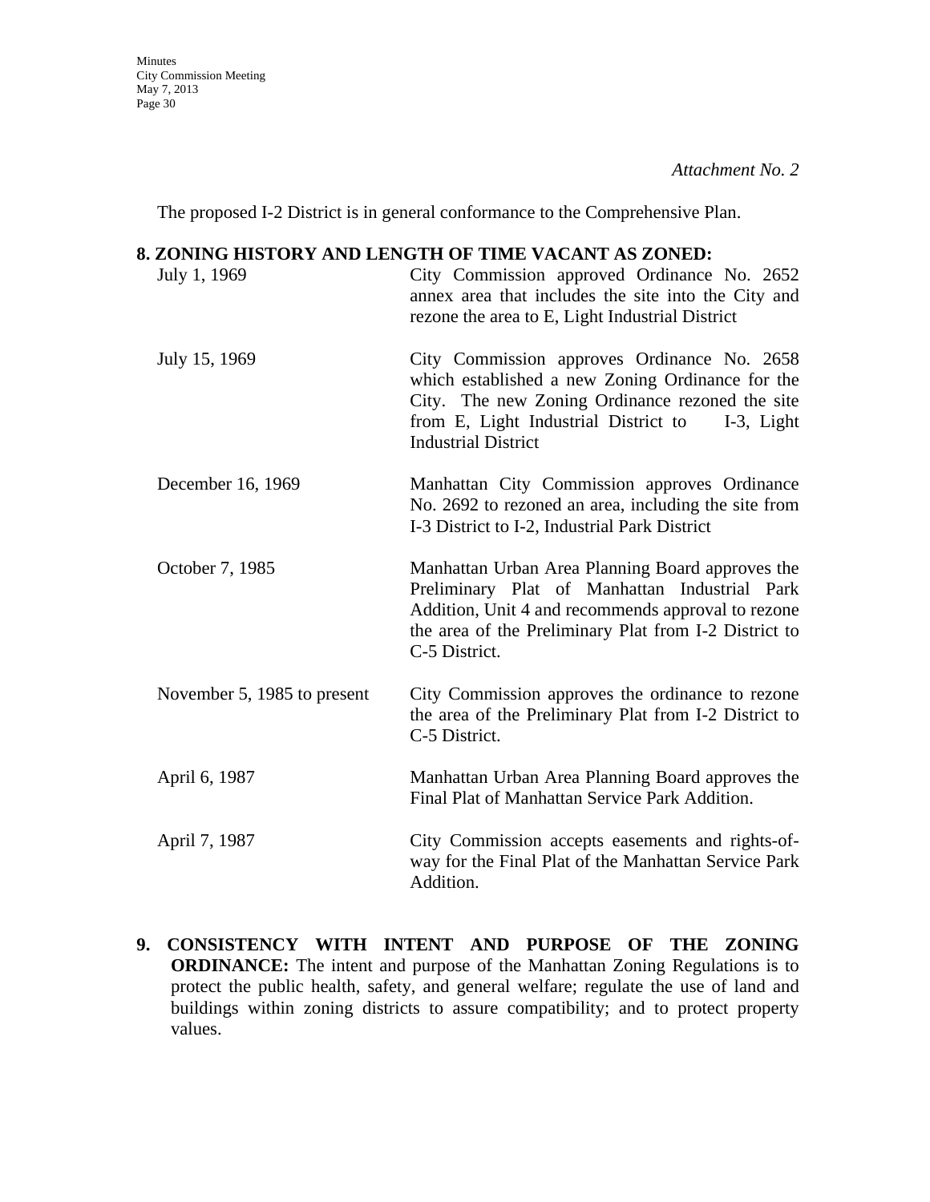*Attachment No. 2*

The proposed I-2 District is in general conformance to the Comprehensive Plan.

**8. ZONING HISTORY AND LENGTH OF TIME VACANT AS ZONED:**

| | |
|---|---|
| July 1, 1969 | City Commission approved Ordinance No. 2652 annex area that includes the site into the City and rezone the area to E, Light Industrial District |
| July 15, 1969 | City Commission approves Ordinance No. 2658 which established a new Zoning Ordinance for the City. The new Zoning Ordinance rezoned the site from E, Light Industrial District to I-3, Light Industrial District |
| December 16, 1969 | Manhattan City Commission approves Ordinance No. 2692 to rezoned an area, including the site from I-3 District to I-2, Industrial Park District |
| October 7, 1985 | Manhattan Urban Area Planning Board approves the Preliminary Plat of Manhattan Industrial Park Addition, Unit 4 and recommends approval to rezone the area of the Preliminary Plat from I-2 District to C-5 District. |
| November 5, 1985 to present | City Commission approves the ordinance to rezone the area of the Preliminary Plat from I-2 District to C-5 District. |
| April 6, 1987 | Manhattan Urban Area Planning Board approves the Final Plat of Manhattan Service Park Addition. |
| April 7, 1987 | City Commission accepts easements and rights-of-way for the Final Plat of the Manhattan Service Park Addition. |

**9. CONSISTENCY WITH INTENT AND PURPOSE OF THE ZONING ORDINANCE:** The intent and purpose of the Manhattan Zoning Regulations is to protect the public health, safety, and general welfare; regulate the use of land and buildings within zoning districts to assure compatibility; and to protect property values.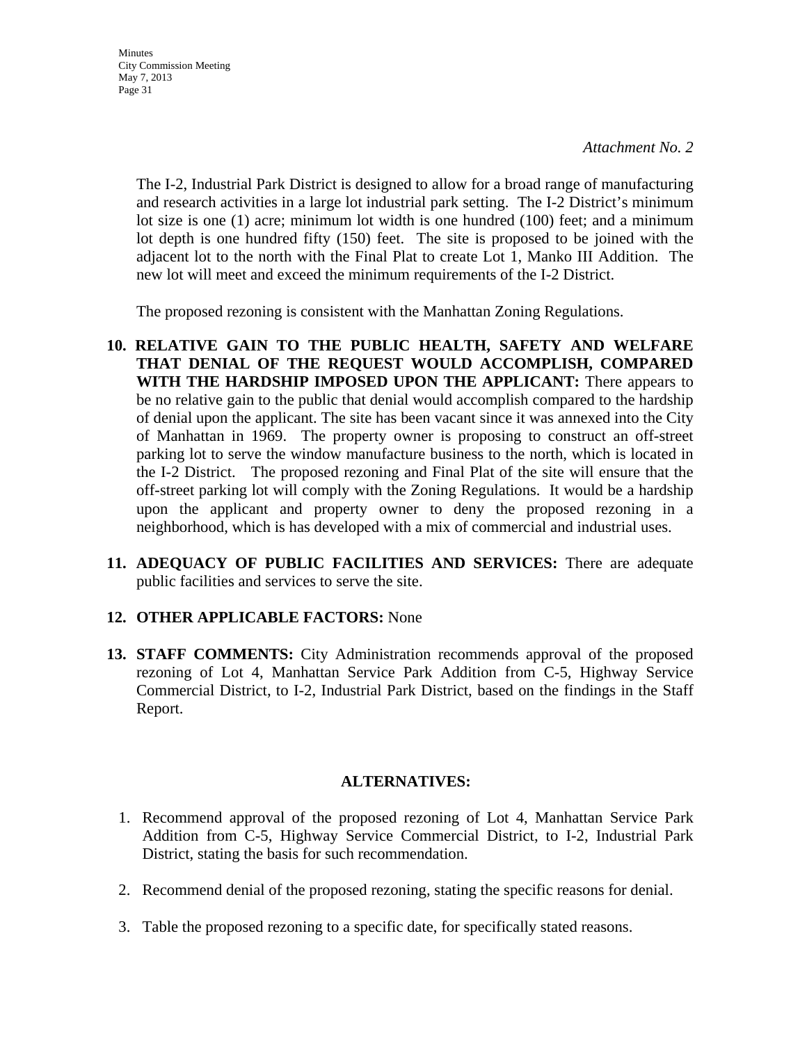*Attachment No. 2*

The I-2, Industrial Park District is designed to allow for a broad range of manufacturing and research activities in a large lot industrial park setting. The I-2 District's minimum lot size is one (1) acre; minimum lot width is one hundred (100) feet; and a minimum lot depth is one hundred fifty (150) feet. The site is proposed to be joined with the adjacent lot to the north with the Final Plat to create Lot 1, Manko III Addition. The new lot will meet and exceed the minimum requirements of the I-2 District.

The proposed rezoning is consistent with the Manhattan Zoning Regulations.

10. **RELATIVE GAIN TO THE PUBLIC HEALTH, SAFETY AND WELFARE THAT DENIAL OF THE REQUEST WOULD ACCOMPLISH, COMPARED WITH THE HARDSHIP IMPOSED UPON THE APPLICANT:** There appears to be no relative gain to the public that denial would accomplish compared to the hardship of denial upon the applicant. The site has been vacant since it was annexed into the City of Manhattan in 1969. The property owner is proposing to construct an off-street parking lot to serve the window manufacture business to the north, which is located in the I-2 District. The proposed rezoning and Final Plat of the site will ensure that the off-street parking lot will comply with the Zoning Regulations. It would be a hardship upon the applicant and property owner to deny the proposed rezoning in a neighborhood, which is has developed with a mix of commercial and industrial uses.

11. **ADEQUACY OF PUBLIC FACILITIES AND SERVICES:** There are adequate public facilities and services to serve the site.

12. **OTHER APPLICABLE FACTORS:** None

13. **STAFF COMMENTS:** City Administration recommends approval of the proposed rezoning of Lot 4, Manhattan Service Park Addition from C-5, Highway Service Commercial District, to I-2, Industrial Park District, based on the findings in the Staff Report.

## ALTERNATIVES:

1. Recommend approval of the proposed rezoning of Lot 4, Manhattan Service Park Addition from C-5, Highway Service Commercial District, to I-2, Industrial Park District, stating the basis for such recommendation.
2. Recommend denial of the proposed rezoning, stating the specific reasons for denial.
3. Table the proposed rezoning to a specific date, for specifically stated reasons.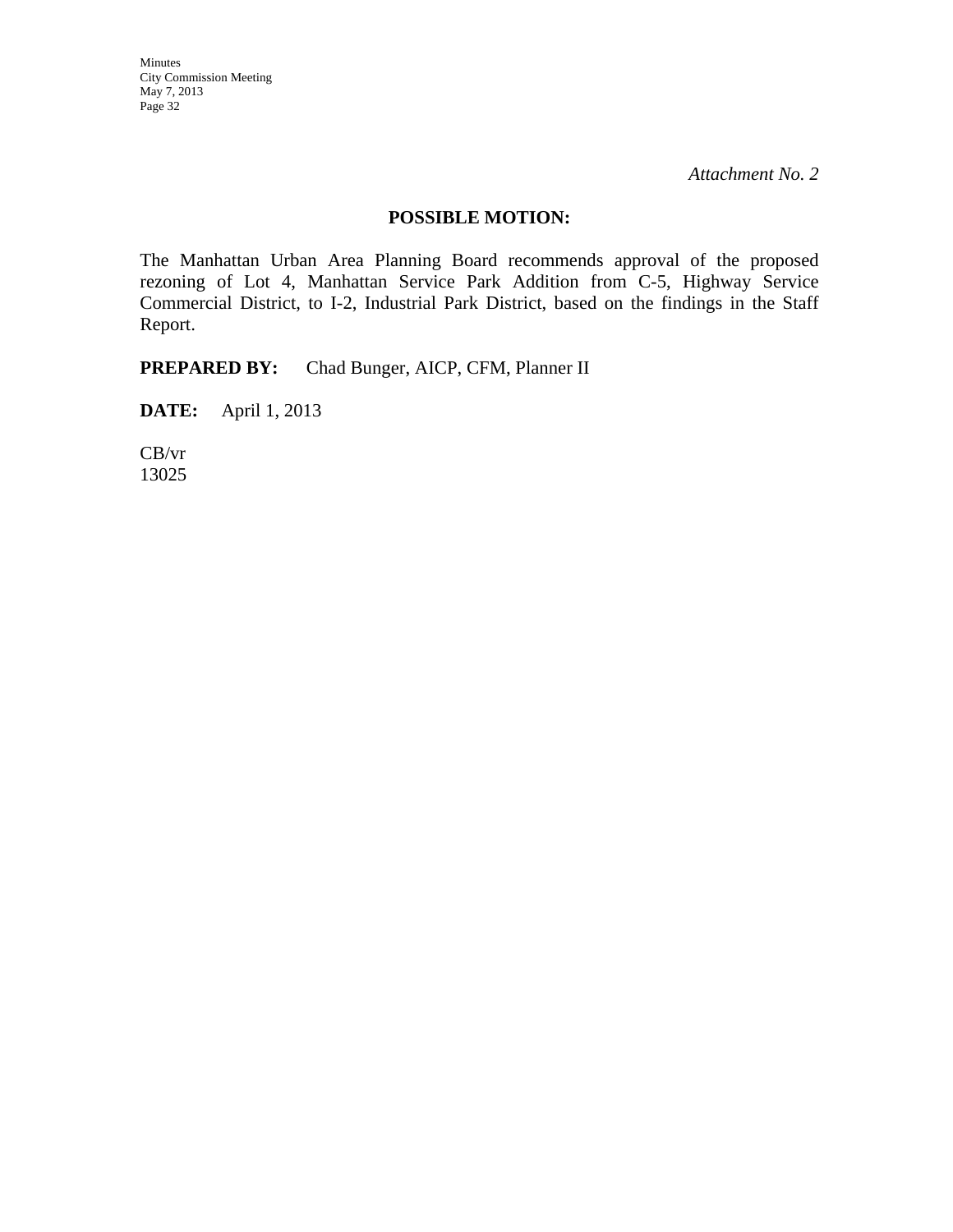*Attachment No. 2*

**POSSIBLE MOTION:**

The Manhattan Urban Area Planning Board recommends approval of the proposed rezoning of Lot 4, Manhattan Service Park Addition from C-5, Highway Service Commercial District, to I-2, Industrial Park District, based on the findings in the Staff Report.

**PREPARED BY:** Chad Bunger, AICP, CFM, Planner II

**DATE:** April 1, 2013

CB/vr
13025